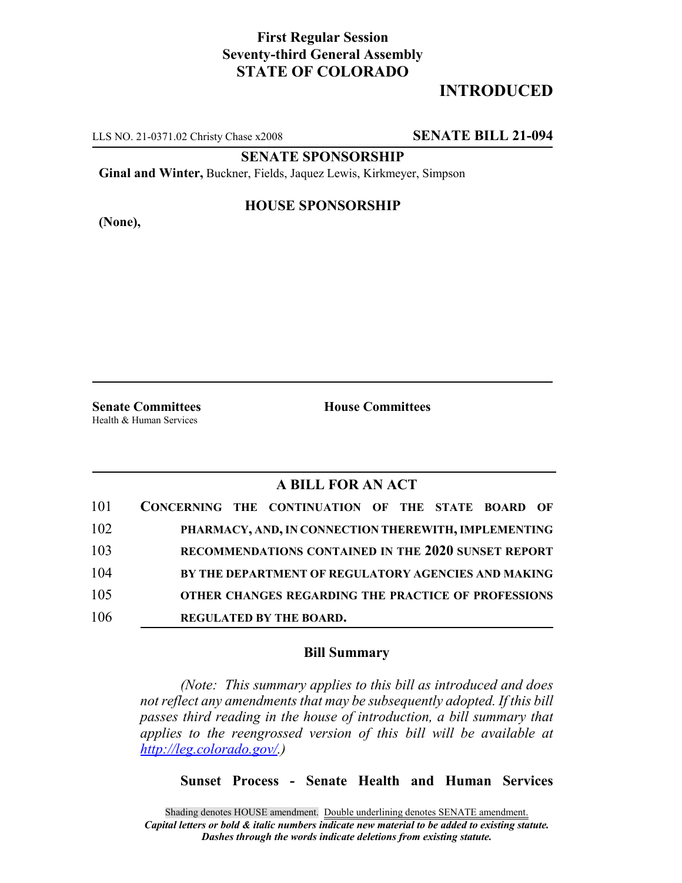**First Regular Session**
**Seventy-third General Assembly**
**STATE OF COLORADO**

# INTRODUCED

LLS NO. 21-0371.02 Christy Chase x2008 **SENATE BILL 21-094**

**SENATE SPONSORSHIP**

**Ginal and Winter,** Buckner, Fields, Jaquez Lewis, Kirkmeyer, Simpson

**HOUSE SPONSORSHIP**

**(None),**

**Senate Committees**
Health & Human Services

**House Committees**

## A BILL FOR AN ACT

101 **CONCERNING THE CONTINUATION OF THE STATE BOARD OF**
102 **PHARMACY, AND, IN CONNECTION THEREWITH, IMPLEMENTING**
103 **RECOMMENDATIONS CONTAINED IN THE 2020 SUNSET REPORT**
104 **BY THE DEPARTMENT OF REGULATORY AGENCIES AND MAKING**
105 **OTHER CHANGES REGARDING THE PRACTICE OF PROFESSIONS**
106 **REGULATED BY THE BOARD.**

### Bill Summary

*(Note: This summary applies to this bill as introduced and does not reflect any amendments that may be subsequently adopted. If this bill passes third reading in the house of introduction, a bill summary that applies to the reengrossed version of this bill will be available at http://leg.colorado.gov/.)*

**Sunset Process - Senate Health and Human Services**

Shading denotes HOUSE amendment. Double underlining denotes SENATE amendment.
***Capital letters or bold & italic numbers indicate new material to be added to existing statute.***
***Dashes through the words indicate deletions from existing statute.***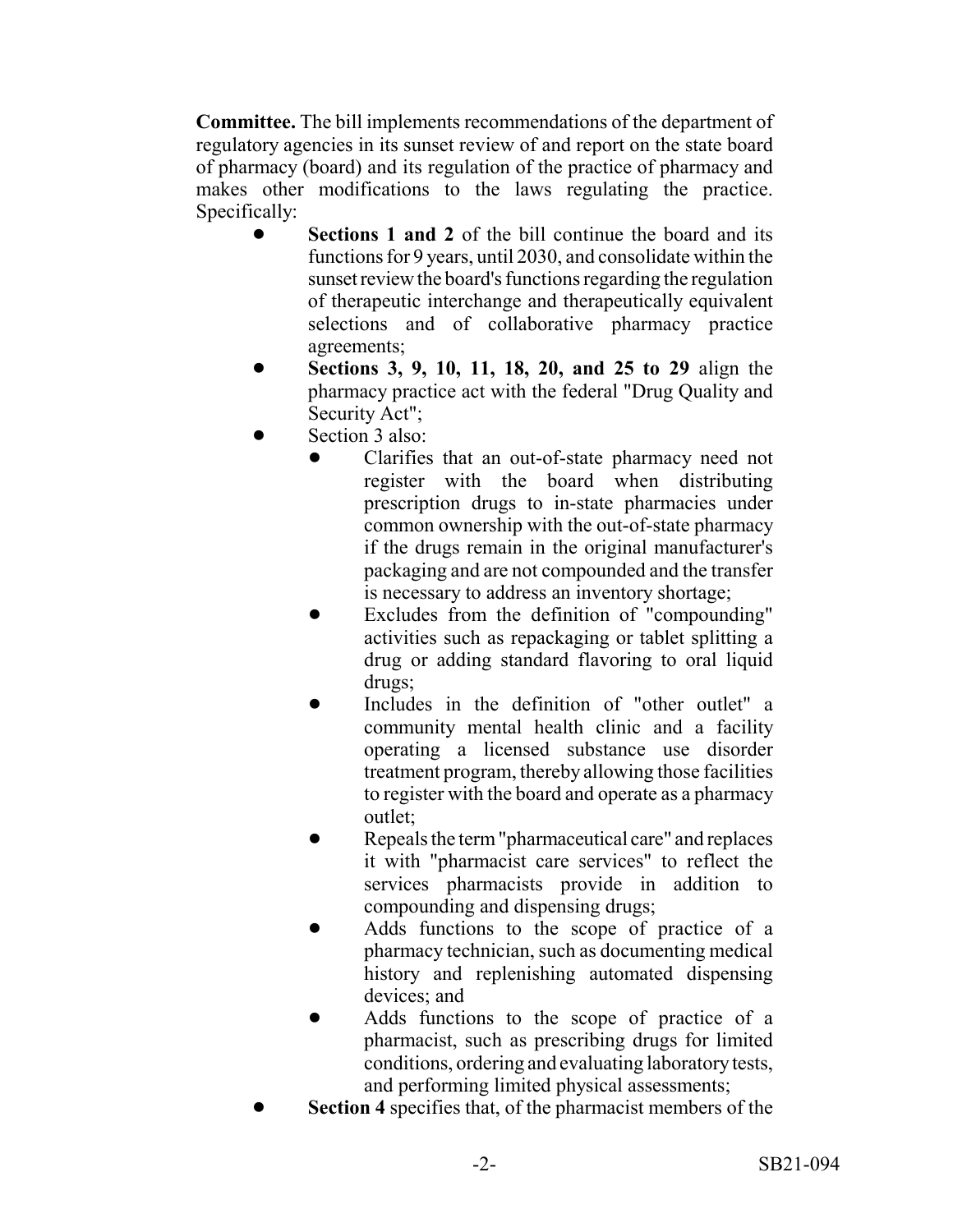**Committee.** The bill implements recommendations of the department of regulatory agencies in its sunset review of and report on the state board of pharmacy (board) and its regulation of the practice of pharmacy and makes other modifications to the laws regulating the practice. Specifically:

- **Sections 1 and 2** of the bill continue the board and its functions for 9 years, until 2030, and consolidate within the sunset review the board's functions regarding the regulation of therapeutic interchange and therapeutically equivalent selections and of collaborative pharmacy practice agreements;
- **Sections 3, 9, 10, 11, 18, 20, and 25 to 29** align the pharmacy practice act with the federal "Drug Quality and Security Act";
- Section 3 also:
  - Clarifies that an out-of-state pharmacy need not register with the board when distributing prescription drugs to in-state pharmacies under common ownership with the out-of-state pharmacy if the drugs remain in the original manufacturer's packaging and are not compounded and the transfer is necessary to address an inventory shortage;
  - Excludes from the definition of "compounding" activities such as repackaging or tablet splitting a drug or adding standard flavoring to oral liquid drugs;
  - Includes in the definition of "other outlet" a community mental health clinic and a facility operating a licensed substance use disorder treatment program, thereby allowing those facilities to register with the board and operate as a pharmacy outlet;
  - Repeals the term "pharmaceutical care" and replaces it with "pharmacist care services" to reflect the services pharmacists provide in addition to compounding and dispensing drugs;
  - Adds functions to the scope of practice of a pharmacy technician, such as documenting medical history and replenishing automated dispensing devices; and
  - Adds functions to the scope of practice of a pharmacist, such as prescribing drugs for limited conditions, ordering and evaluating laboratory tests, and performing limited physical assessments;
- **Section 4** specifies that, of the pharmacist members of the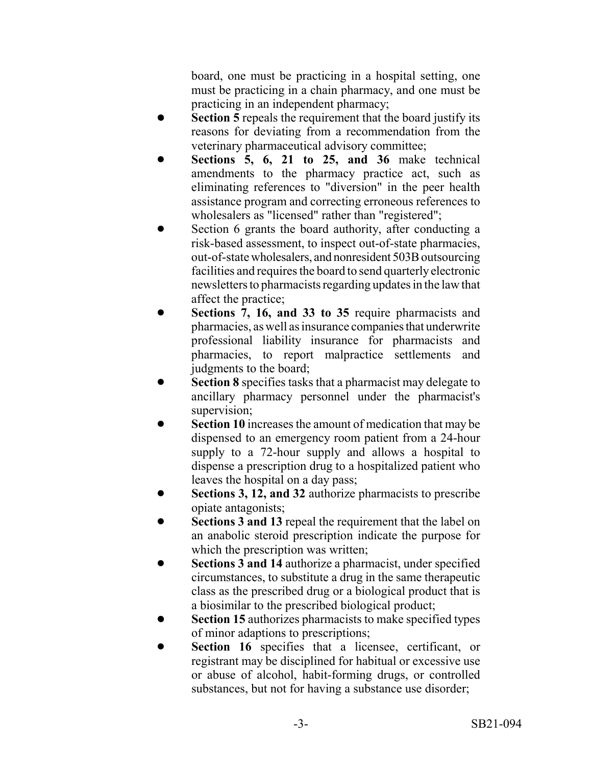board, one must be practicing in a hospital setting, one must be practicing in a chain pharmacy, and one must be practicing in an independent pharmacy;

- **Section 5** repeals the requirement that the board justify its reasons for deviating from a recommendation from the veterinary pharmaceutical advisory committee;
- **Sections 5, 6, 21 to 25, and 36** make technical amendments to the pharmacy practice act, such as eliminating references to "diversion" in the peer health assistance program and correcting erroneous references to wholesalers as "licensed" rather than "registered";
- Section 6 grants the board authority, after conducting a risk-based assessment, to inspect out-of-state pharmacies, out-of-state wholesalers, and nonresident 503B outsourcing facilities and requires the board to send quarterly electronic newsletters to pharmacists regarding updates in the law that affect the practice;
- **Sections 7, 16, and 33 to 35** require pharmacists and pharmacies, as well as insurance companies that underwrite professional liability insurance for pharmacists and pharmacies, to report malpractice settlements and judgments to the board;
- **Section 8** specifies tasks that a pharmacist may delegate to ancillary pharmacy personnel under the pharmacist's supervision;
- **Section 10** increases the amount of medication that may be dispensed to an emergency room patient from a 24-hour supply to a 72-hour supply and allows a hospital to dispense a prescription drug to a hospitalized patient who leaves the hospital on a day pass;
- **Sections 3, 12, and 32** authorize pharmacists to prescribe opiate antagonists;
- **Sections 3 and 13** repeal the requirement that the label on an anabolic steroid prescription indicate the purpose for which the prescription was written;
- **Sections 3 and 14** authorize a pharmacist, under specified circumstances, to substitute a drug in the same therapeutic class as the prescribed drug or a biological product that is a biosimilar to the prescribed biological product;
- **Section 15** authorizes pharmacists to make specified types of minor adaptions to prescriptions;
- **Section 16** specifies that a licensee, certificant, or registrant may be disciplined for habitual or excessive use or abuse of alcohol, habit-forming drugs, or controlled substances, but not for having a substance use disorder;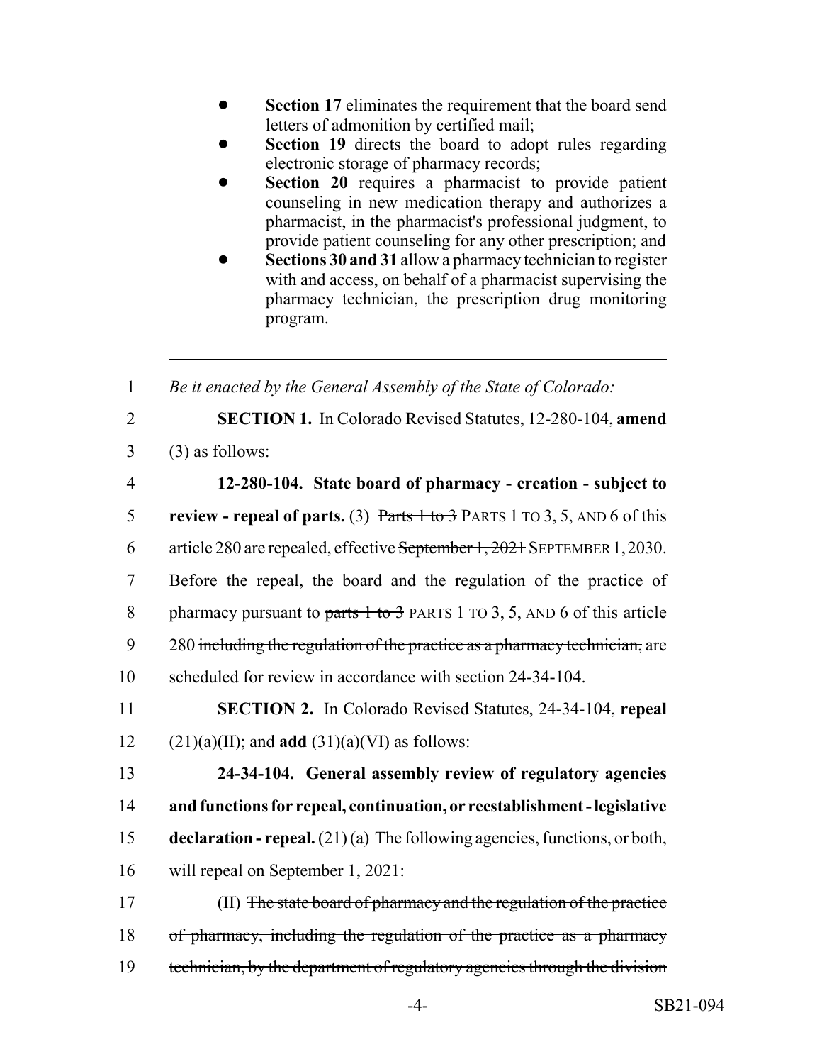- **Section 17** eliminates the requirement that the board send letters of admonition by certified mail;
- **Section 19** directs the board to adopt rules regarding electronic storage of pharmacy records;
- **Section 20** requires a pharmacist to provide patient counseling in new medication therapy and authorizes a pharmacist, in the pharmacist's professional judgment, to provide patient counseling for any other prescription; and
- **Sections 30 and 31** allow a pharmacy technician to register with and access, on behalf of a pharmacist supervising the pharmacy technician, the prescription drug monitoring program.

---

1 *Be it enacted by the General Assembly of the State of Colorado:*

2 **SECTION 1.** In Colorado Revised Statutes, 12-280-104, **amend**
3 (3) as follows:

4 **12-280-104. State board of pharmacy - creation - subject to**
5 **review - repeal of parts.** (3) ~~Parts 1 to 3~~ PARTS 1 TO 3, 5, AND 6 of this
6 article 280 are repealed, effective ~~September 1, 2021~~ SEPTEMBER 1, 2030.
7 Before the repeal, the board and the regulation of the practice of
8 pharmacy pursuant to ~~parts 1 to 3~~ PARTS 1 TO 3, 5, AND 6 of this article
9 280 ~~including the regulation of the practice as a pharmacy technician,~~ are
10 scheduled for review in accordance with section 24-34-104.

11 **SECTION 2.** In Colorado Revised Statutes, 24-34-104, **repeal**
12 (21)(a)(II); and **add** (31)(a)(VI) as follows:

13 **24-34-104. General assembly review of regulatory agencies**
14 **and functions for repeal, continuation, or reestablishment - legislative**
15 **declaration - repeal.** (21) (a) The following agencies, functions, or both,
16 will repeal on September 1, 2021:

17 (II) ~~The state board of pharmacy and the regulation of the practice~~
18 ~~of pharmacy, including the regulation of the practice as a pharmacy~~
19 ~~technician, by the department of regulatory agencies through the division~~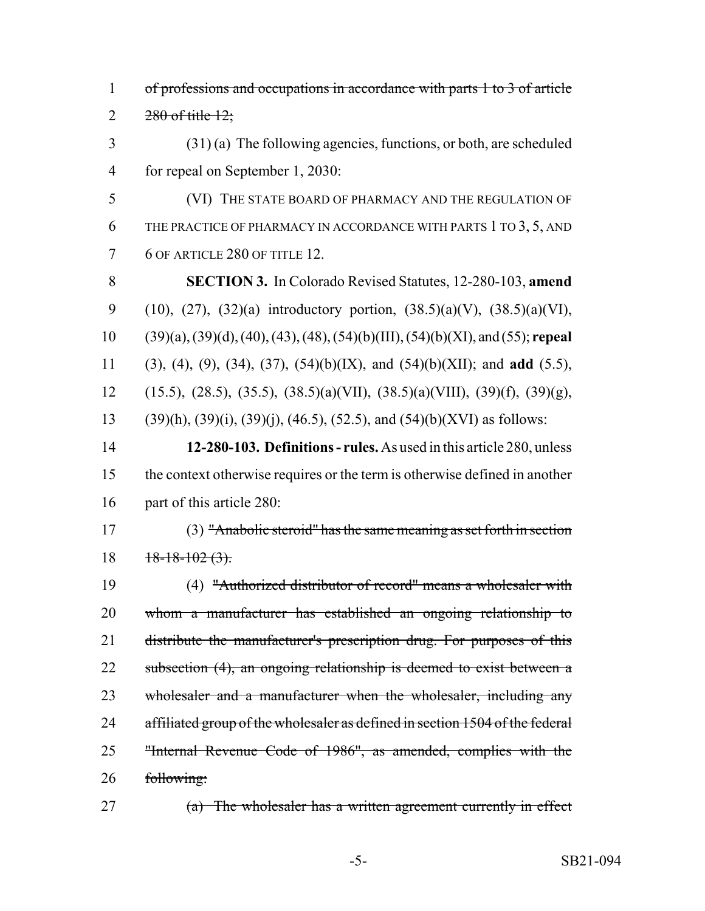~~of professions and occupations in accordance with parts 1 to 3 of article 280 of title 12;~~

(31) (a) The following agencies, functions, or both, are scheduled for repeal on September 1, 2030:

(VI) THE STATE BOARD OF PHARMACY AND THE REGULATION OF THE PRACTICE OF PHARMACY IN ACCORDANCE WITH PARTS 1 TO 3, 5, AND 6 OF ARTICLE 280 OF TITLE 12.

**SECTION 3.** In Colorado Revised Statutes, 12-280-103, **amend** (10), (27), (32)(a) introductory portion, (38.5)(a)(V), (38.5)(a)(VI), (39)(a), (39)(d), (40), (43), (48), (54)(b)(III), (54)(b)(XI), and (55); **repeal** (3), (4), (9), (34), (37), (54)(b)(IX), and (54)(b)(XII); and **add** (5.5), (15.5), (28.5), (35.5), (38.5)(a)(VII), (38.5)(a)(VIII), (39)(f), (39)(g), (39)(h), (39)(i), (39)(j), (46.5), (52.5), and (54)(b)(XVI) as follows:

**12-280-103. Definitions - rules.** As used in this article 280, unless the context otherwise requires or the term is otherwise defined in another part of this article 280:

(3) ~~"Anabolic steroid" has the same meaning as set forth in section 18-18-102 (3).~~

(4) ~~"Authorized distributor of record" means a wholesaler with whom a manufacturer has established an ongoing relationship to distribute the manufacturer's prescription drug. For purposes of this subsection (4), an ongoing relationship is deemed to exist between a wholesaler and a manufacturer when the wholesaler, including any affiliated group of the wholesaler as defined in section 1504 of the federal "Internal Revenue Code of 1986", as amended, complies with the following:~~

~~(a) The wholesaler has a written agreement currently in effect~~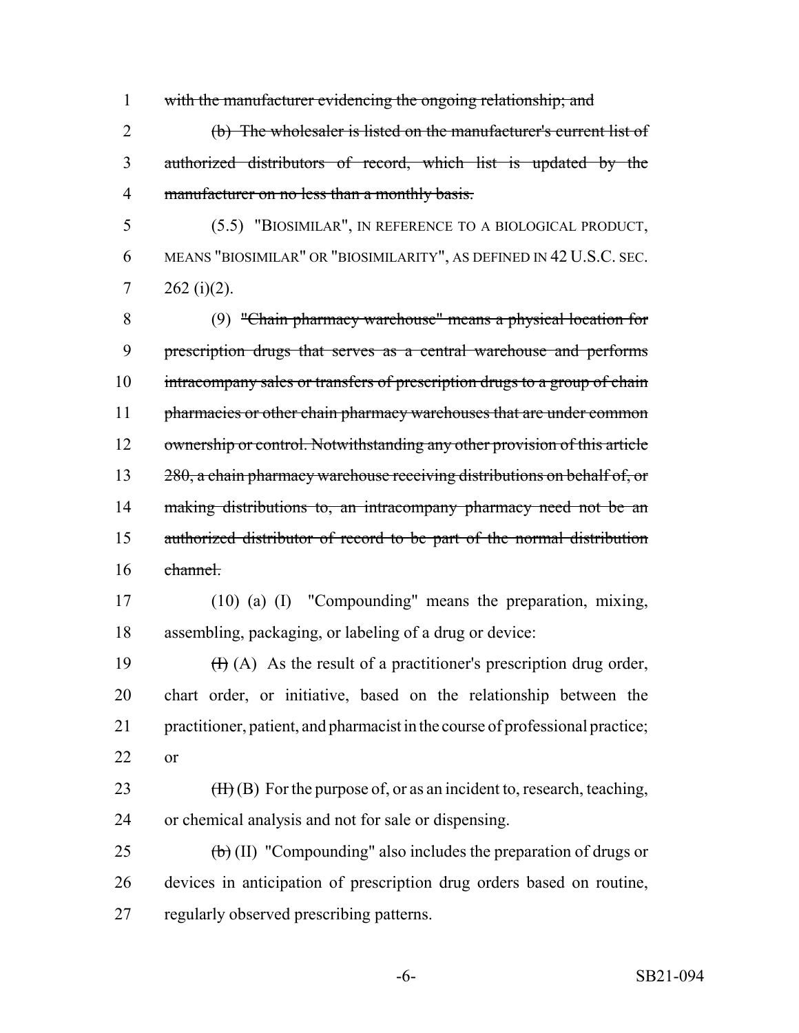1 ~~with the manufacturer evidencing the ongoing relationship; and~~

2 ~~(b) The wholesaler is listed on the manufacturer's current list of~~
3 ~~authorized distributors of record, which list is updated by the~~
4 ~~manufacturer on no less than a monthly basis.~~

5 (5.5) "BIOSIMILAR", IN REFERENCE TO A BIOLOGICAL PRODUCT,
6 MEANS "BIOSIMILAR" OR "BIOSIMILARITY", AS DEFINED IN 42 U.S.C. SEC.
7 262 (i)(2).

8 (9) ~~"Chain pharmacy warehouse" means a physical location for~~
9 ~~prescription drugs that serves as a central warehouse and performs~~
10 ~~intracompany sales or transfers of prescription drugs to a group of chain~~
11 ~~pharmacies or other chain pharmacy warehouses that are under common~~
12 ~~ownership or control. Notwithstanding any other provision of this article~~
13 ~~280, a chain pharmacy warehouse receiving distributions on behalf of, or~~
14 ~~making distributions to, an intracompany pharmacy need not be an~~
15 ~~authorized distributor of record to be part of the normal distribution~~
16 ~~channel.~~

17 (10) (a) (I) "Compounding" means the preparation, mixing,
18 assembling, packaging, or labeling of a drug or device:

19 ~~(I)~~ (A) As the result of a practitioner's prescription drug order,
20 chart order, or initiative, based on the relationship between the
21 practitioner, patient, and pharmacist in the course of professional practice;
22 or

23 ~~(II)~~ (B) For the purpose of, or as an incident to, research, teaching,
24 or chemical analysis and not for sale or dispensing.

25 ~~(b)~~ (II) "Compounding" also includes the preparation of drugs or
26 devices in anticipation of prescription drug orders based on routine,
27 regularly observed prescribing patterns.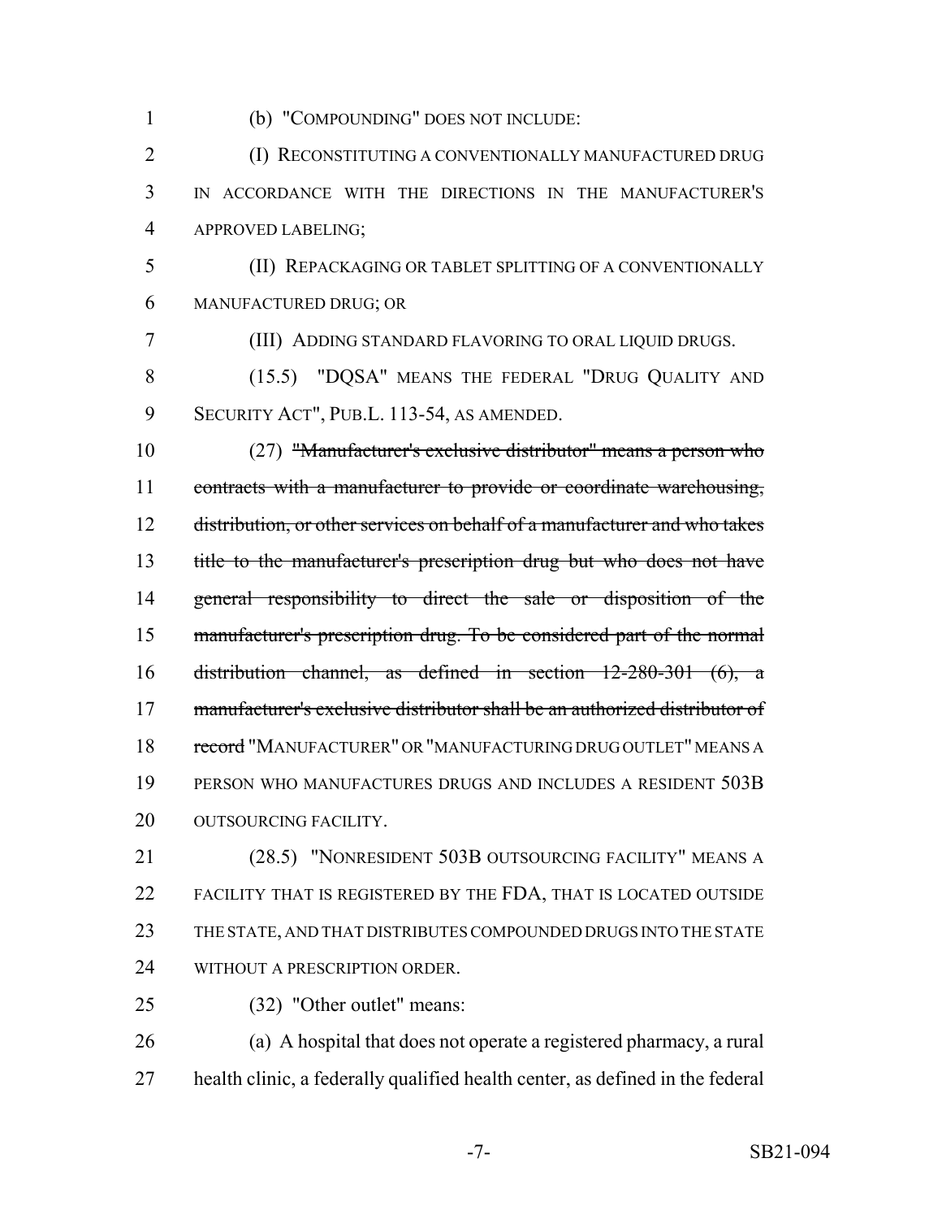(b) "COMPOUNDING" DOES NOT INCLUDE:

(I) RECONSTITUTING A CONVENTIONALLY MANUFACTURED DRUG IN ACCORDANCE WITH THE DIRECTIONS IN THE MANUFACTURER'S APPROVED LABELING;

(II) REPACKAGING OR TABLET SPLITTING OF A CONVENTIONALLY MANUFACTURED DRUG; OR

(III) ADDING STANDARD FLAVORING TO ORAL LIQUID DRUGS.

(15.5) "DQSA" MEANS THE FEDERAL "DRUG QUALITY AND SECURITY ACT", PUB.L. 113-54, AS AMENDED.

(27) ~~"Manufacturer's exclusive distributor" means a person who contracts with a manufacturer to provide or coordinate warehousing, distribution, or other services on behalf of a manufacturer and who takes title to the manufacturer's prescription drug but who does not have general responsibility to direct the sale or disposition of the manufacturer's prescription drug. To be considered part of the normal distribution channel, as defined in section 12-280-301 (6), a manufacturer's exclusive distributor shall be an authorized distributor of record~~ "MANUFACTURER" OR "MANUFACTURING DRUG OUTLET" MEANS A PERSON WHO MANUFACTURES DRUGS AND INCLUDES A RESIDENT 503B OUTSOURCING FACILITY.

(28.5) "NONRESIDENT 503B OUTSOURCING FACILITY" MEANS A FACILITY THAT IS REGISTERED BY THE FDA, THAT IS LOCATED OUTSIDE THE STATE, AND THAT DISTRIBUTES COMPOUNDED DRUGS INTO THE STATE WITHOUT A PRESCRIPTION ORDER.

(32) "Other outlet" means:

(a) A hospital that does not operate a registered pharmacy, a rural health clinic, a federally qualified health center, as defined in the federal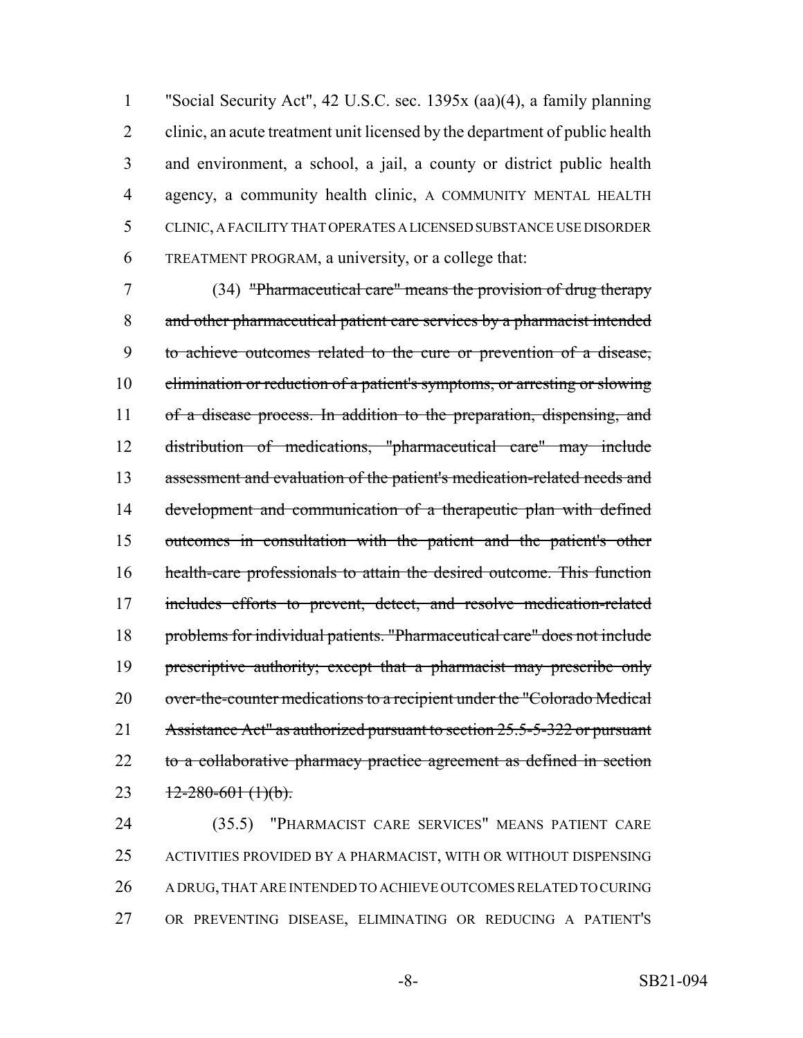"Social Security Act", 42 U.S.C. sec. 1395x (aa)(4), a family planning clinic, an acute treatment unit licensed by the department of public health and environment, a school, a jail, a county or district public health agency, a community health clinic, A COMMUNITY MENTAL HEALTH CLINIC, A FACILITY THAT OPERATES A LICENSED SUBSTANCE USE DISORDER TREATMENT PROGRAM, a university, or a college that:

(34) ~~"Pharmaceutical care" means the provision of drug therapy and other pharmaceutical patient care services by a pharmacist intended to achieve outcomes related to the cure or prevention of a disease, elimination or reduction of a patient's symptoms, or arresting or slowing of a disease process. In addition to the preparation, dispensing, and distribution of medications, "pharmaceutical care" may include assessment and evaluation of the patient's medication-related needs and development and communication of a therapeutic plan with defined outcomes in consultation with the patient and the patient's other health-care professionals to attain the desired outcome. This function includes efforts to prevent, detect, and resolve medication-related problems for individual patients. "Pharmaceutical care" does not include prescriptive authority; except that a pharmacist may prescribe only over-the-counter medications to a recipient under the "Colorado Medical Assistance Act" as authorized pursuant to section 25.5-5-322 or pursuant to a collaborative pharmacy practice agreement as defined in section 12-280-601 (1)(b).~~

(35.5) "PHARMACIST CARE SERVICES" MEANS PATIENT CARE ACTIVITIES PROVIDED BY A PHARMACIST, WITH OR WITHOUT DISPENSING A DRUG, THAT ARE INTENDED TO ACHIEVE OUTCOMES RELATED TO CURING OR PREVENTING DISEASE, ELIMINATING OR REDUCING A PATIENT'S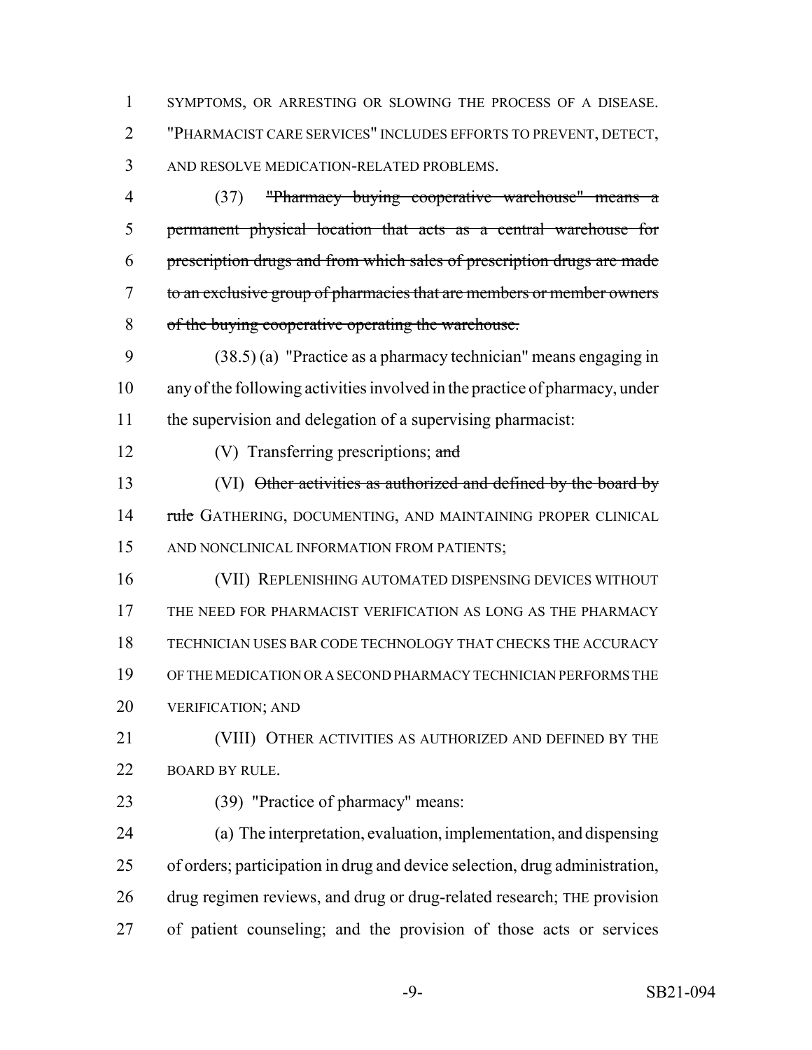SYMPTOMS, OR ARRESTING OR SLOWING THE PROCESS OF A DISEASE. "PHARMACIST CARE SERVICES" INCLUDES EFFORTS TO PREVENT, DETECT, AND RESOLVE MEDICATION-RELATED PROBLEMS.

(37) ~~"Pharmacy buying cooperative warehouse" means a permanent physical location that acts as a central warehouse for prescription drugs and from which sales of prescription drugs are made to an exclusive group of pharmacies that are members or member owners of the buying cooperative operating the warehouse.~~

(38.5) (a) "Practice as a pharmacy technician" means engaging in any of the following activities involved in the practice of pharmacy, under the supervision and delegation of a supervising pharmacist:

(V) Transferring prescriptions; ~~and~~

(VI) ~~Other activities as authorized and defined by the board by rule~~ GATHERING, DOCUMENTING, AND MAINTAINING PROPER CLINICAL AND NONCLINICAL INFORMATION FROM PATIENTS;

(VII) REPLENISHING AUTOMATED DISPENSING DEVICES WITHOUT THE NEED FOR PHARMACIST VERIFICATION AS LONG AS THE PHARMACY TECHNICIAN USES BAR CODE TECHNOLOGY THAT CHECKS THE ACCURACY OF THE MEDICATION OR A SECOND PHARMACY TECHNICIAN PERFORMS THE VERIFICATION; AND

(VIII) OTHER ACTIVITIES AS AUTHORIZED AND DEFINED BY THE BOARD BY RULE.

(39) "Practice of pharmacy" means:

(a) The interpretation, evaluation, implementation, and dispensing of orders; participation in drug and device selection, drug administration, drug regimen reviews, and drug or drug-related research; THE provision of patient counseling; and the provision of those acts or services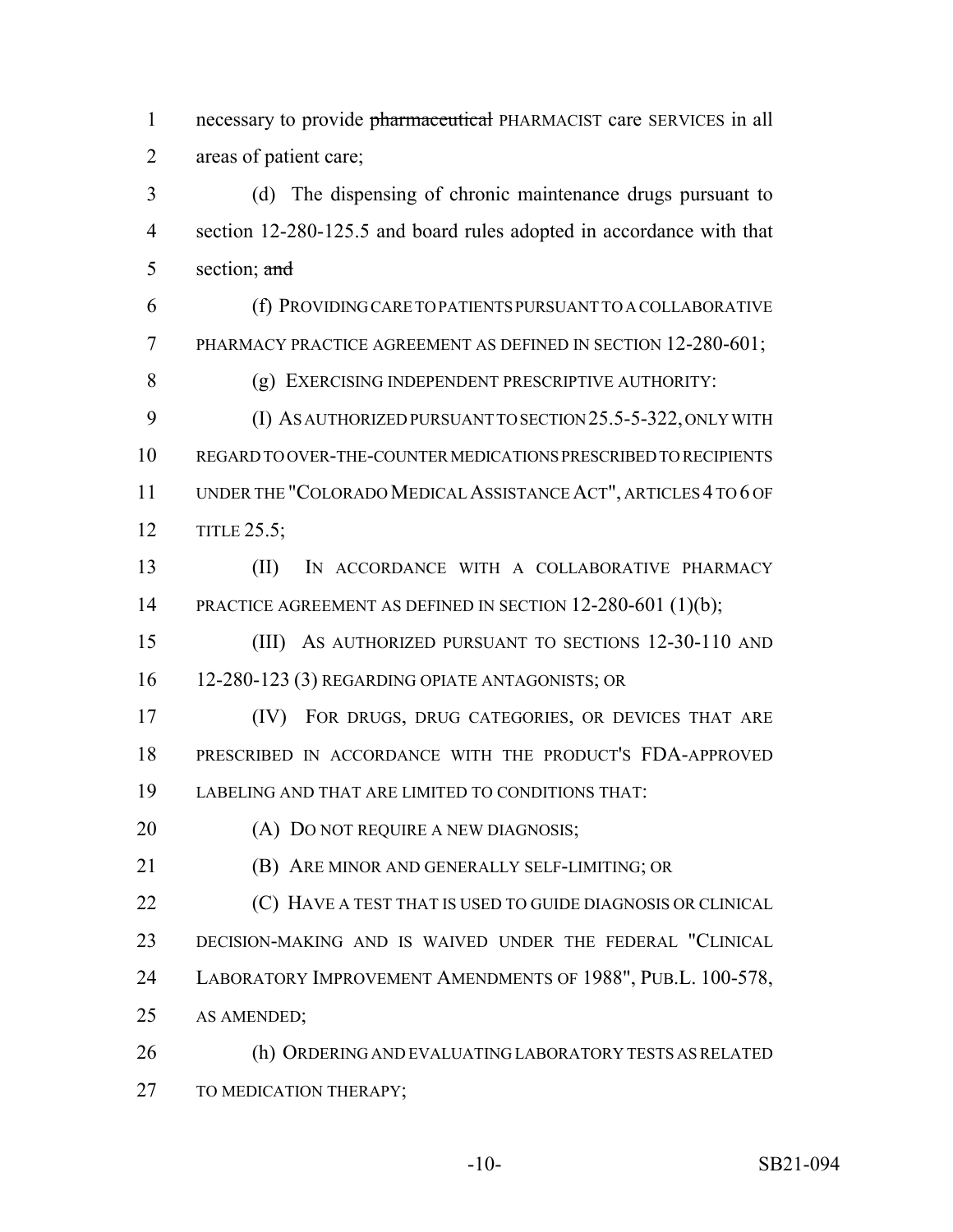necessary to provide ~~pharmaceutical~~ PHARMACIST care SERVICES in all areas of patient care;

(d) The dispensing of chronic maintenance drugs pursuant to section 12-280-125.5 and board rules adopted in accordance with that section; ~~and~~

(f) PROVIDING CARE TO PATIENTS PURSUANT TO A COLLABORATIVE PHARMACY PRACTICE AGREEMENT AS DEFINED IN SECTION 12-280-601;

(g) EXERCISING INDEPENDENT PRESCRIPTIVE AUTHORITY:

(I) AS AUTHORIZED PURSUANT TO SECTION 25.5-5-322, ONLY WITH REGARD TO OVER-THE-COUNTER MEDICATIONS PRESCRIBED TO RECIPIENTS UNDER THE "COLORADO MEDICAL ASSISTANCE ACT", ARTICLES 4 TO 6 OF TITLE 25.5;

(II) IN ACCORDANCE WITH A COLLABORATIVE PHARMACY PRACTICE AGREEMENT AS DEFINED IN SECTION 12-280-601 (1)(b);

(III) AS AUTHORIZED PURSUANT TO SECTIONS 12-30-110 AND 12-280-123 (3) REGARDING OPIATE ANTAGONISTS; OR

(IV) FOR DRUGS, DRUG CATEGORIES, OR DEVICES THAT ARE PRESCRIBED IN ACCORDANCE WITH THE PRODUCT'S FDA-APPROVED LABELING AND THAT ARE LIMITED TO CONDITIONS THAT:

(A) DO NOT REQUIRE A NEW DIAGNOSIS;

(B) ARE MINOR AND GENERALLY SELF-LIMITING; OR

(C) HAVE A TEST THAT IS USED TO GUIDE DIAGNOSIS OR CLINICAL DECISION-MAKING AND IS WAIVED UNDER THE FEDERAL "CLINICAL LABORATORY IMPROVEMENT AMENDMENTS OF 1988", PUB.L. 100-578, AS AMENDED;

(h) ORDERING AND EVALUATING LABORATORY TESTS AS RELATED TO MEDICATION THERAPY;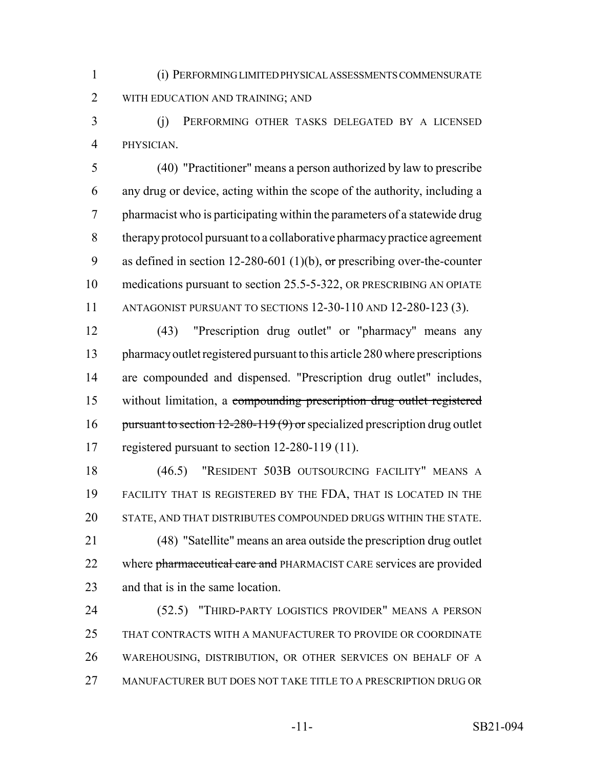(i) PERFORMING LIMITED PHYSICAL ASSESSMENTS COMMENSURATE WITH EDUCATION AND TRAINING; AND

(j) PERFORMING OTHER TASKS DELEGATED BY A LICENSED PHYSICIAN.

(40) "Practitioner" means a person authorized by law to prescribe any drug or device, acting within the scope of the authority, including a pharmacist who is participating within the parameters of a statewide drug therapy protocol pursuant to a collaborative pharmacy practice agreement as defined in section 12-280-601 (1)(b), ~~or~~ prescribing over-the-counter medications pursuant to section 25.5-5-322, OR PRESCRIBING AN OPIATE ANTAGONIST PURSUANT TO SECTIONS 12-30-110 AND 12-280-123 (3).

(43) "Prescription drug outlet" or "pharmacy" means any pharmacy outlet registered pursuant to this article 280 where prescriptions are compounded and dispensed. "Prescription drug outlet" includes, without limitation, a ~~compounding prescription drug outlet registered pursuant to section 12-280-119 (9) or~~ specialized prescription drug outlet registered pursuant to section 12-280-119 (11).

(46.5) "RESIDENT 503B OUTSOURCING FACILITY" MEANS A FACILITY THAT IS REGISTERED BY THE FDA, THAT IS LOCATED IN THE STATE, AND THAT DISTRIBUTES COMPOUNDED DRUGS WITHIN THE STATE.

(48) "Satellite" means an area outside the prescription drug outlet where ~~pharmaceutical care and~~ PHARMACIST CARE services are provided and that is in the same location.

(52.5) "THIRD-PARTY LOGISTICS PROVIDER" MEANS A PERSON THAT CONTRACTS WITH A MANUFACTURER TO PROVIDE OR COORDINATE WAREHOUSING, DISTRIBUTION, OR OTHER SERVICES ON BEHALF OF A MANUFACTURER BUT DOES NOT TAKE TITLE TO A PRESCRIPTION DRUG OR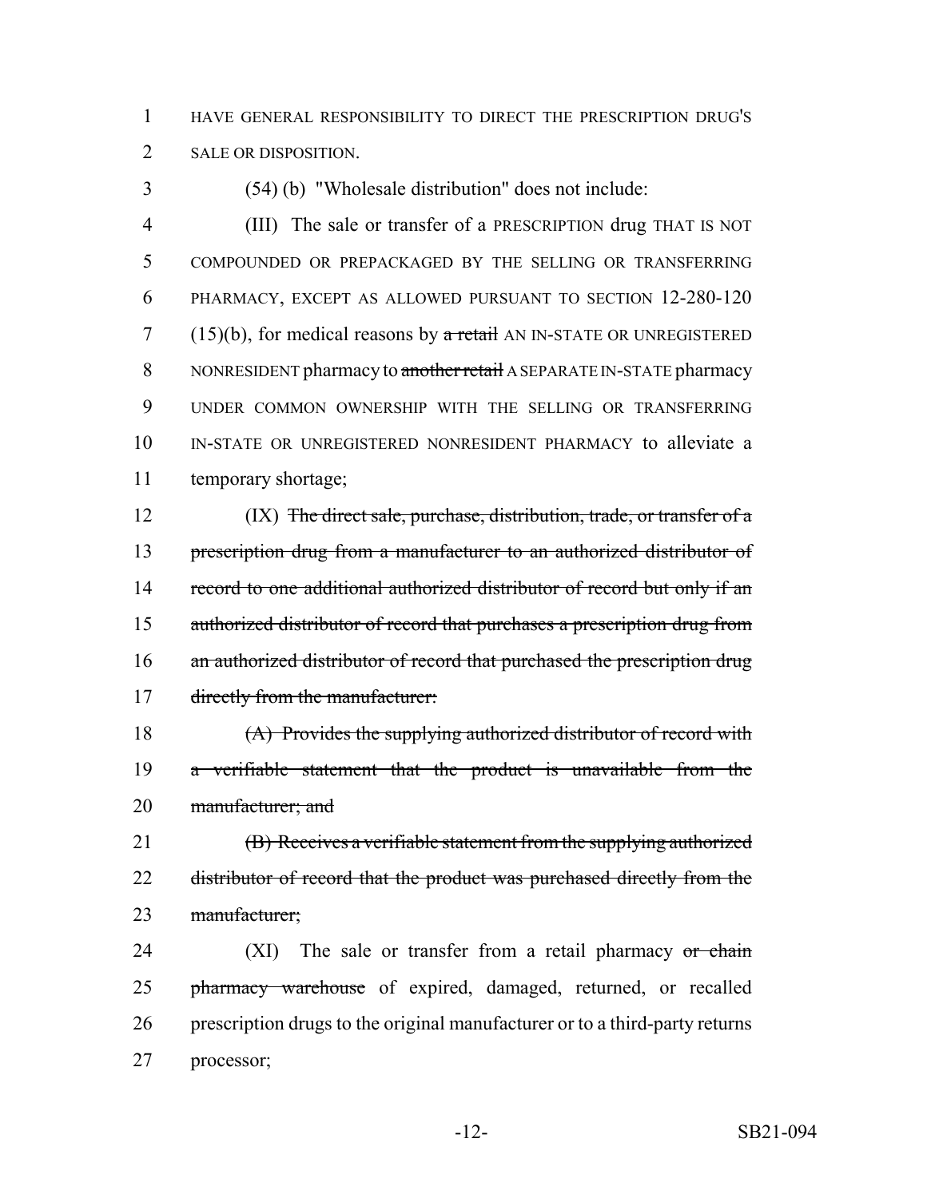HAVE GENERAL RESPONSIBILITY TO DIRECT THE PRESCRIPTION DRUG'S SALE OR DISPOSITION.

(54) (b) "Wholesale distribution" does not include:

(III) The sale or transfer of a PRESCRIPTION drug THAT IS NOT COMPOUNDED OR PREPACKAGED BY THE SELLING OR TRANSFERRING PHARMACY, EXCEPT AS ALLOWED PURSUANT TO SECTION 12-280-120 (15)(b), for medical reasons by ~~a retail~~ AN IN-STATE OR UNREGISTERED NONRESIDENT pharmacy to ~~another retail~~ A SEPARATE IN-STATE pharmacy UNDER COMMON OWNERSHIP WITH THE SELLING OR TRANSFERRING IN-STATE OR UNREGISTERED NONRESIDENT PHARMACY to alleviate a temporary shortage;

(IX) ~~The direct sale, purchase, distribution, trade, or transfer of a prescription drug from a manufacturer to an authorized distributor of record to one additional authorized distributor of record but only if an authorized distributor of record that purchases a prescription drug from an authorized distributor of record that purchased the prescription drug directly from the manufacturer:~~

~~(A) Provides the supplying authorized distributor of record with a verifiable statement that the product is unavailable from the manufacturer; and~~

~~(B) Receives a verifiable statement from the supplying authorized distributor of record that the product was purchased directly from the manufacturer;~~

(XI) The sale or transfer from a retail pharmacy ~~or chain pharmacy warehouse~~ of expired, damaged, returned, or recalled prescription drugs to the original manufacturer or to a third-party returns processor;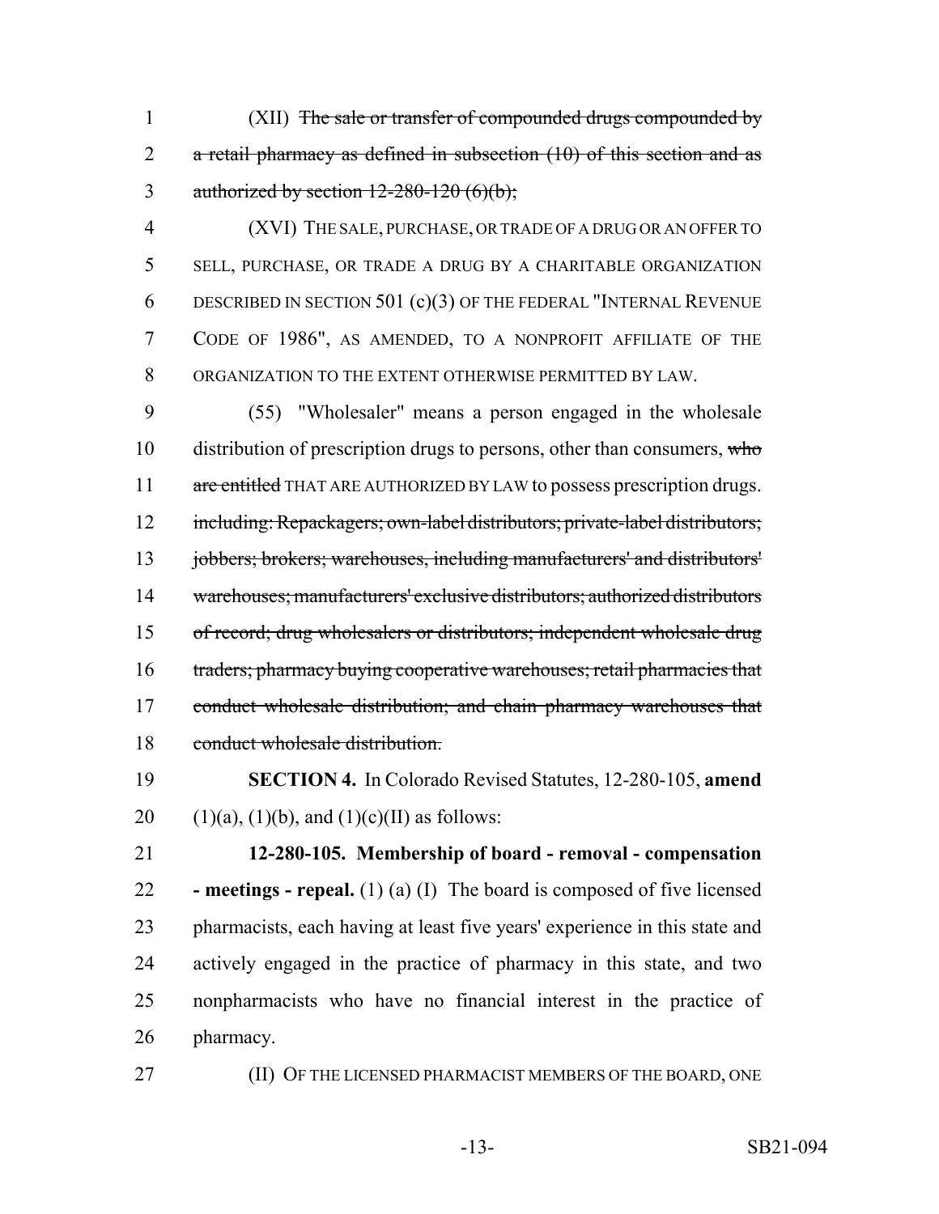(XII) ~~The sale or transfer of compounded drugs compounded by a retail pharmacy as defined in subsection (10) of this section and as authorized by section 12-280-120 (6)(b);~~

(XVI) THE SALE, PURCHASE, OR TRADE OF A DRUG OR AN OFFER TO SELL, PURCHASE, OR TRADE A DRUG BY A CHARITABLE ORGANIZATION DESCRIBED IN SECTION 501 (c)(3) OF THE FEDERAL "INTERNAL REVENUE CODE OF 1986", AS AMENDED, TO A NONPROFIT AFFILIATE OF THE ORGANIZATION TO THE EXTENT OTHERWISE PERMITTED BY LAW.

(55) "Wholesaler" means a person engaged in the wholesale distribution of prescription drugs to persons, other than consumers, ~~who are entitled~~ THAT ARE AUTHORIZED BY LAW to possess prescription drugs. ~~including: Repackagers; own-label distributors; private-label distributors; jobbers; brokers; warehouses, including manufacturers' and distributors' warehouses; manufacturers' exclusive distributors; authorized distributors of record; drug wholesalers or distributors; independent wholesale drug traders; pharmacy buying cooperative warehouses; retail pharmacies that conduct wholesale distribution; and chain pharmacy warehouses that conduct wholesale distribution.~~

**SECTION 4.** In Colorado Revised Statutes, 12-280-105, **amend** (1)(a), (1)(b), and (1)(c)(II) as follows:

**12-280-105. Membership of board - removal - compensation - meetings - repeal.** (1) (a) (I) The board is composed of five licensed pharmacists, each having at least five years' experience in this state and actively engaged in the practice of pharmacy in this state, and two nonpharmacists who have no financial interest in the practice of pharmacy.

(II) OF THE LICENSED PHARMACIST MEMBERS OF THE BOARD, ONE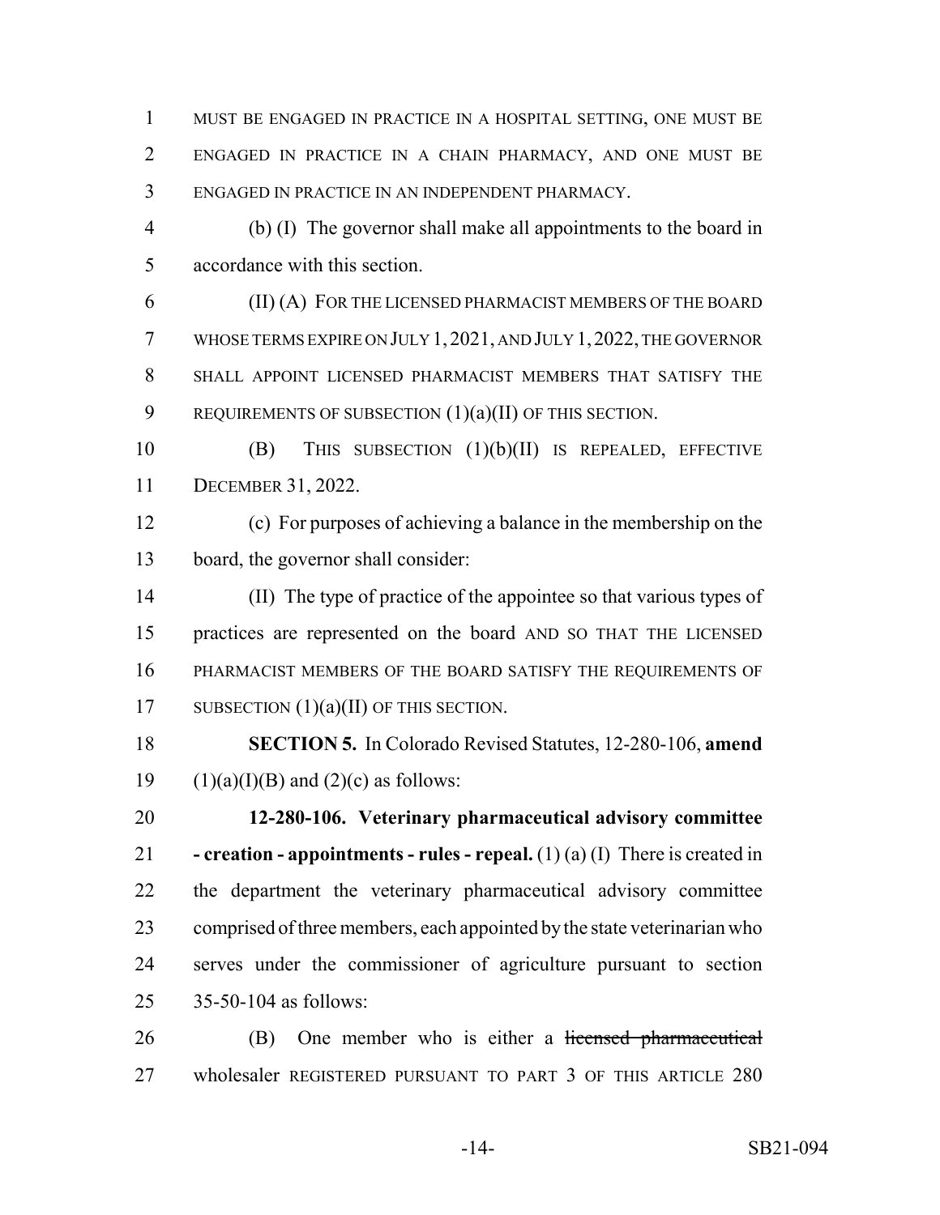MUST BE ENGAGED IN PRACTICE IN A HOSPITAL SETTING, ONE MUST BE ENGAGED IN PRACTICE IN A CHAIN PHARMACY, AND ONE MUST BE ENGAGED IN PRACTICE IN AN INDEPENDENT PHARMACY.

(b) (I) The governor shall make all appointments to the board in accordance with this section.

(II) (A) FOR THE LICENSED PHARMACIST MEMBERS OF THE BOARD WHOSE TERMS EXPIRE ON JULY 1, 2021, AND JULY 1, 2022, THE GOVERNOR SHALL APPOINT LICENSED PHARMACIST MEMBERS THAT SATISFY THE REQUIREMENTS OF SUBSECTION (1)(a)(II) OF THIS SECTION.

(B) THIS SUBSECTION (1)(b)(II) IS REPEALED, EFFECTIVE DECEMBER 31, 2022.

(c) For purposes of achieving a balance in the membership on the board, the governor shall consider:

(II) The type of practice of the appointee so that various types of practices are represented on the board AND SO THAT THE LICENSED PHARMACIST MEMBERS OF THE BOARD SATISFY THE REQUIREMENTS OF SUBSECTION (1)(a)(II) OF THIS SECTION.

**SECTION 5.** In Colorado Revised Statutes, 12-280-106, **amend** (1)(a)(I)(B) and (2)(c) as follows:

**12-280-106. Veterinary pharmaceutical advisory committee - creation - appointments - rules - repeal.** (1) (a) (I) There is created in the department the veterinary pharmaceutical advisory committee comprised of three members, each appointed by the state veterinarian who serves under the commissioner of agriculture pursuant to section 35-50-104 as follows:

(B) One member who is either a ~~licensed pharmaceutical~~ wholesaler REGISTERED PURSUANT TO PART 3 OF THIS ARTICLE 280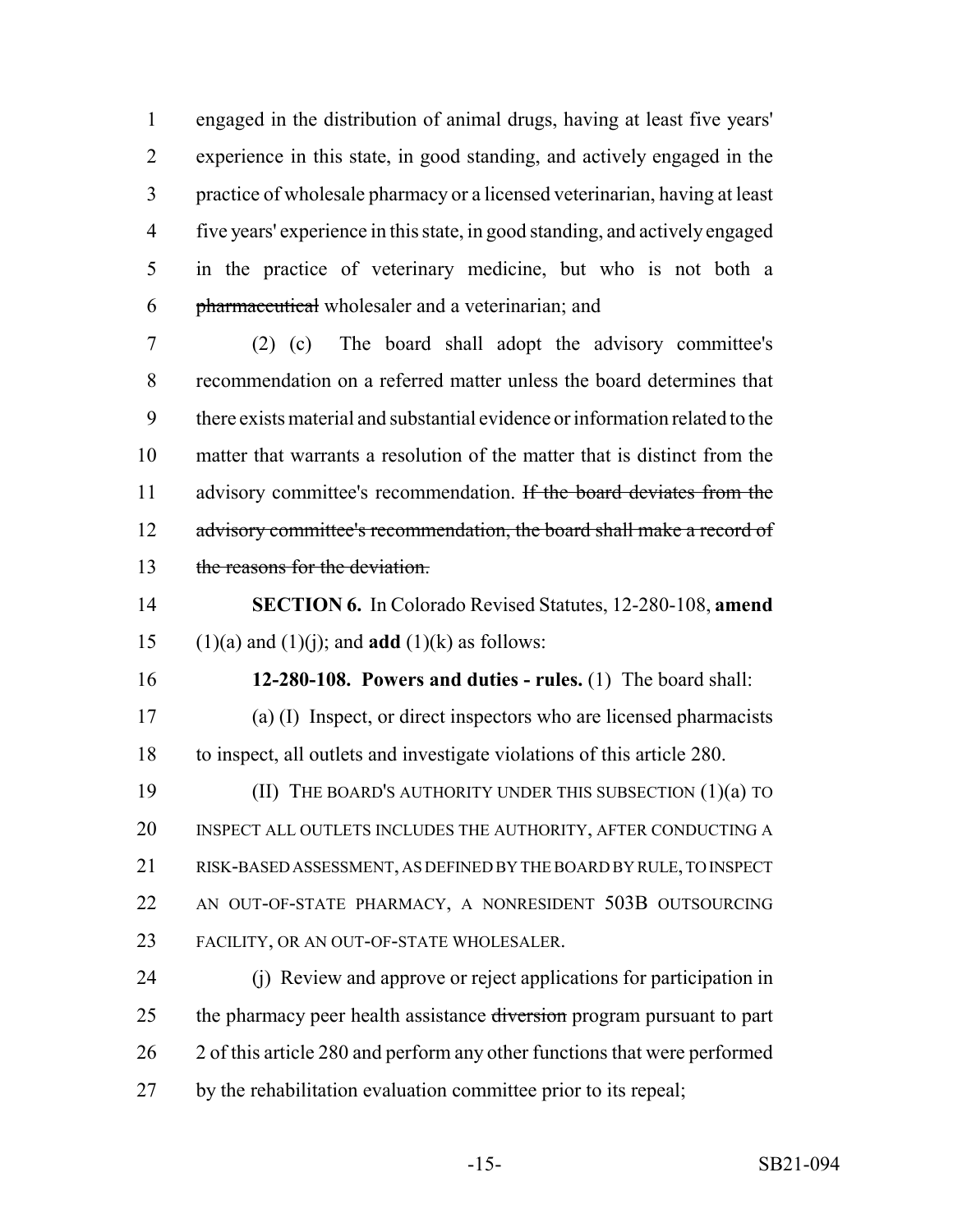engaged in the distribution of animal drugs, having at least five years' experience in this state, in good standing, and actively engaged in the practice of wholesale pharmacy or a licensed veterinarian, having at least five years' experience in this state, in good standing, and actively engaged in the practice of veterinary medicine, but who is not both a ~~pharmaceutical~~ wholesaler and a veterinarian; and

(2) (c) The board shall adopt the advisory committee's recommendation on a referred matter unless the board determines that there exists material and substantial evidence or information related to the matter that warrants a resolution of the matter that is distinct from the advisory committee's recommendation. ~~If the board deviates from the advisory committee's recommendation, the board shall make a record of the reasons for the deviation.~~

**SECTION 6.** In Colorado Revised Statutes, 12-280-108, **amend** (1)(a) and (1)(j); and **add** (1)(k) as follows:

**12-280-108. Powers and duties - rules.** (1) The board shall:

(a) (I) Inspect, or direct inspectors who are licensed pharmacists to inspect, all outlets and investigate violations of this article 280.

(II) THE BOARD'S AUTHORITY UNDER THIS SUBSECTION (1)(a) TO INSPECT ALL OUTLETS INCLUDES THE AUTHORITY, AFTER CONDUCTING A RISK-BASED ASSESSMENT, AS DEFINED BY THE BOARD BY RULE, TO INSPECT AN OUT-OF-STATE PHARMACY, A NONRESIDENT 503B OUTSOURCING FACILITY, OR AN OUT-OF-STATE WHOLESALER.

(j) Review and approve or reject applications for participation in the pharmacy peer health assistance ~~diversion~~ program pursuant to part 2 of this article 280 and perform any other functions that were performed by the rehabilitation evaluation committee prior to its repeal;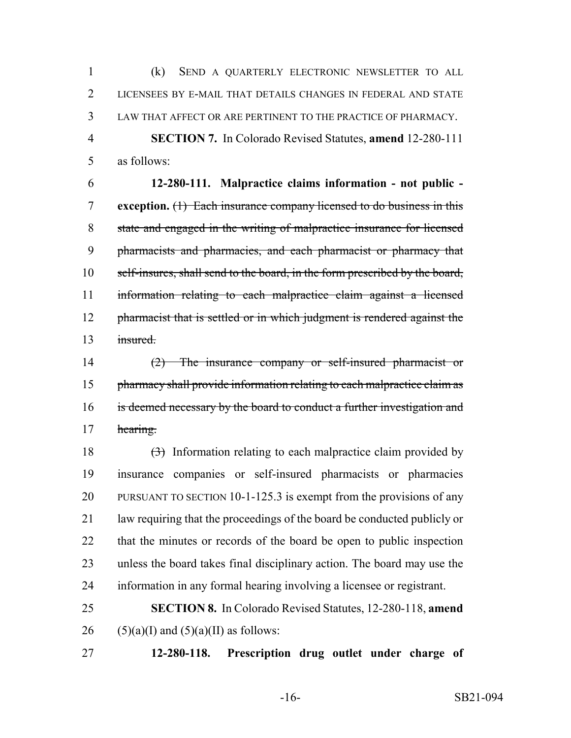(k) SEND A QUARTERLY ELECTRONIC NEWSLETTER TO ALL LICENSEES BY E-MAIL THAT DETAILS CHANGES IN FEDERAL AND STATE LAW THAT AFFECT OR ARE PERTINENT TO THE PRACTICE OF PHARMACY.

**SECTION 7.** In Colorado Revised Statutes, **amend** 12-280-111 as follows:

**12-280-111. Malpractice claims information - not public - exception.** ~~(1) Each insurance company licensed to do business in this state and engaged in the writing of malpractice insurance for licensed pharmacists and pharmacies, and each pharmacist or pharmacy that self-insures, shall send to the board, in the form prescribed by the board, information relating to each malpractice claim against a licensed pharmacist that is settled or in which judgment is rendered against the insured.~~

~~(2) The insurance company or self-insured pharmacist or pharmacy shall provide information relating to each malpractice claim as is deemed necessary by the board to conduct a further investigation and hearing.~~

~~(3)~~ Information relating to each malpractice claim provided by insurance companies or self-insured pharmacists or pharmacies PURSUANT TO SECTION 10-1-125.3 is exempt from the provisions of any law requiring that the proceedings of the board be conducted publicly or that the minutes or records of the board be open to public inspection unless the board takes final disciplinary action. The board may use the information in any formal hearing involving a licensee or registrant.

**SECTION 8.** In Colorado Revised Statutes, 12-280-118, **amend** (5)(a)(I) and (5)(a)(II) as follows:

**12-280-118. Prescription drug outlet under charge of**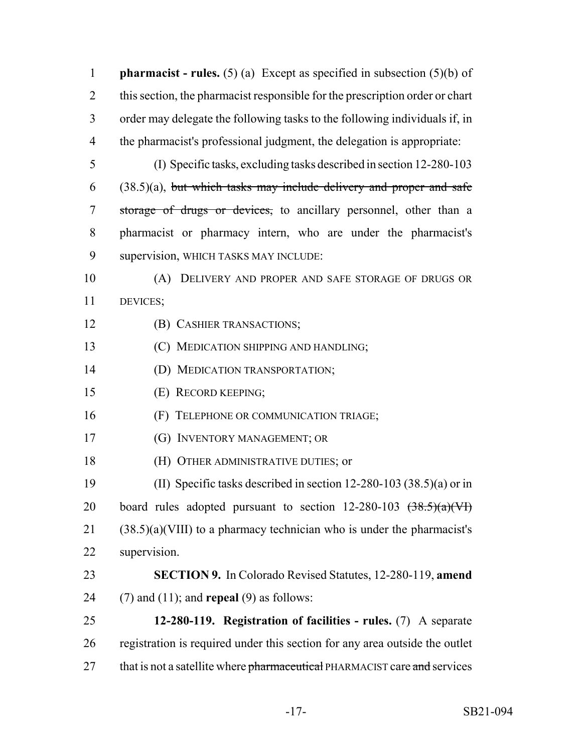**pharmacist - rules.** (5) (a) Except as specified in subsection (5)(b) of this section, the pharmacist responsible for the prescription order or chart order may delegate the following tasks to the following individuals if, in the pharmacist's professional judgment, the delegation is appropriate:

(I) Specific tasks, excluding tasks described in section 12-280-103 (38.5)(a), ~~but which tasks may include delivery and proper and safe storage of drugs or devices,~~ to ancillary personnel, other than a pharmacist or pharmacy intern, who are under the pharmacist's supervision, WHICH TASKS MAY INCLUDE:

(A) DELIVERY AND PROPER AND SAFE STORAGE OF DRUGS OR DEVICES;

(B) CASHIER TRANSACTIONS;

(C) MEDICATION SHIPPING AND HANDLING;

(D) MEDICATION TRANSPORTATION;

(E) RECORD KEEPING;

(F) TELEPHONE OR COMMUNICATION TRIAGE;

(G) INVENTORY MANAGEMENT; OR

(H) OTHER ADMINISTRATIVE DUTIES; or

(II) Specific tasks described in section 12-280-103 (38.5)(a) or in board rules adopted pursuant to section 12-280-103 ~~(38.5)(a)(VI)~~ (38.5)(a)(VIII) to a pharmacy technician who is under the pharmacist's supervision.

**SECTION 9.** In Colorado Revised Statutes, 12-280-119, **amend** (7) and (11); and **repeal** (9) as follows:

**12-280-119. Registration of facilities - rules.** (7) A separate registration is required under this section for any area outside the outlet that is not a satellite where ~~pharmaceutical~~ PHARMACIST care ~~and~~ services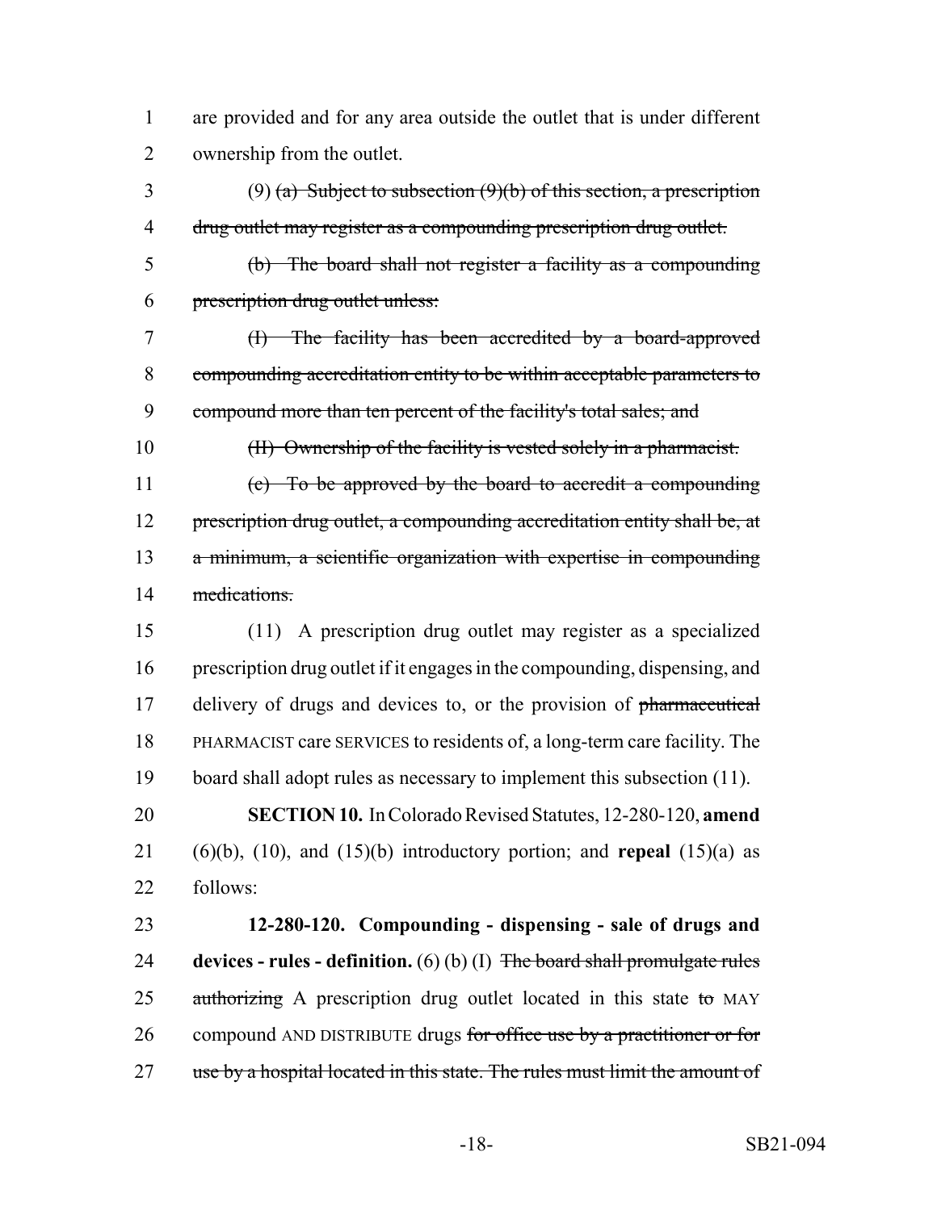are provided and for any area outside the outlet that is under different ownership from the outlet.

(9) ~~(a) Subject to subsection (9)(b) of this section, a prescription drug outlet may register as a compounding prescription drug outlet.~~

~~(b) The board shall not register a facility as a compounding prescription drug outlet unless:~~

~~(I) The facility has been accredited by a board-approved compounding accreditation entity to be within acceptable parameters to compound more than ten percent of the facility's total sales; and~~

~~(II) Ownership of the facility is vested solely in a pharmacist.~~

~~(c) To be approved by the board to accredit a compounding prescription drug outlet, a compounding accreditation entity shall be, at a minimum, a scientific organization with expertise in compounding medications.~~

(11) A prescription drug outlet may register as a specialized prescription drug outlet if it engages in the compounding, dispensing, and delivery of drugs and devices to, or the provision of ~~pharmaceutical~~ PHARMACIST care SERVICES to residents of, a long-term care facility. The board shall adopt rules as necessary to implement this subsection (11).

**SECTION 10.** In Colorado Revised Statutes, 12-280-120, **amend** (6)(b), (10), and (15)(b) introductory portion; and **repeal** (15)(a) as follows:

**12-280-120. Compounding - dispensing - sale of drugs and devices - rules - definition.** (6) (b) (I) ~~The board shall promulgate rules authorizing~~ A prescription drug outlet located in this state ~~to~~ MAY compound AND DISTRIBUTE drugs ~~for office use by a practitioner or for use by a hospital located in this state. The rules must limit the amount of~~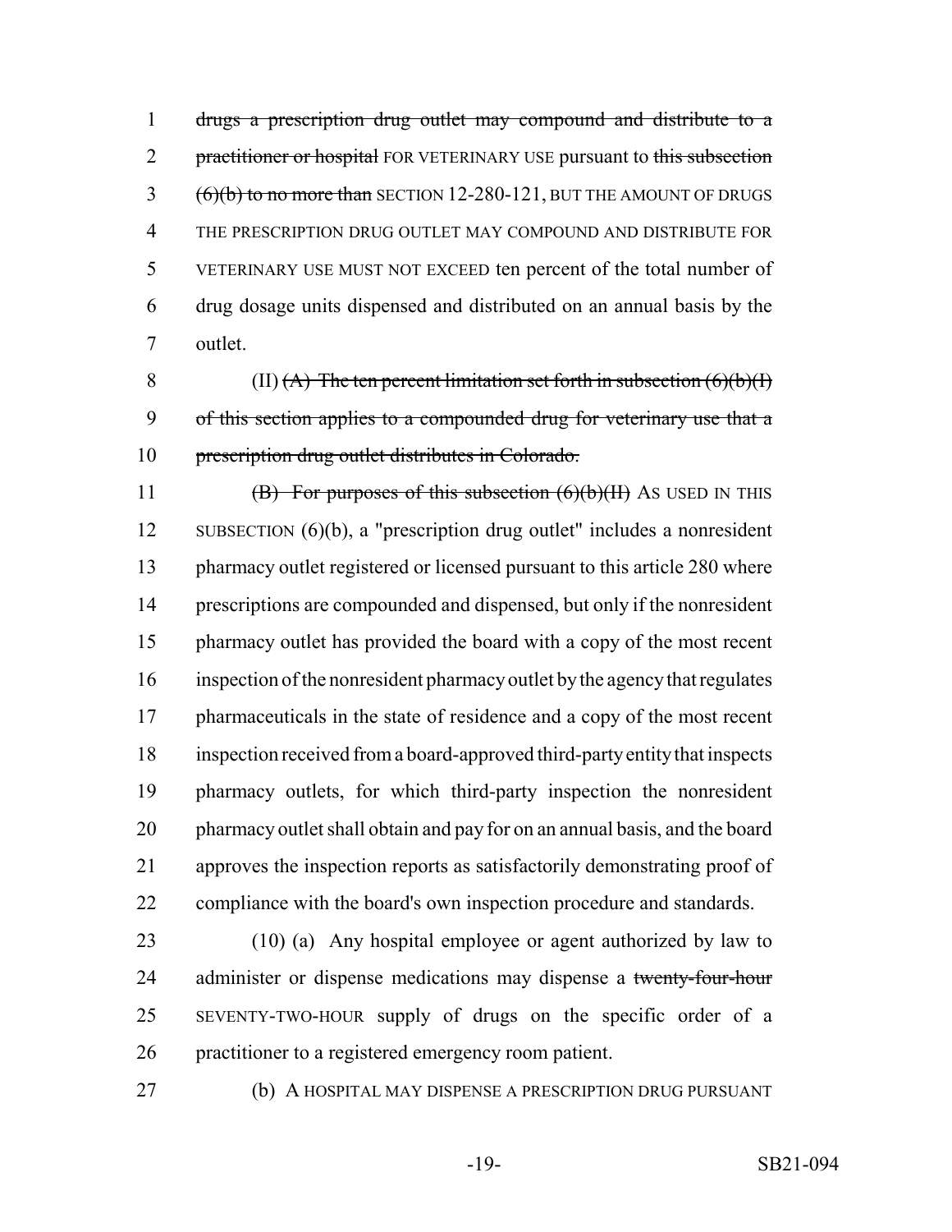drugs a prescription drug outlet may compound and distribute to a practitioner or hospital FOR VETERINARY USE pursuant to this subsection (6)(b) to no more than SECTION 12-280-121, BUT THE AMOUNT OF DRUGS THE PRESCRIPTION DRUG OUTLET MAY COMPOUND AND DISTRIBUTE FOR VETERINARY USE MUST NOT EXCEED ten percent of the total number of drug dosage units dispensed and distributed on an annual basis by the outlet.

(II) (A) The ten percent limitation set forth in subsection (6)(b)(I) of this section applies to a compounded drug for veterinary use that a prescription drug outlet distributes in Colorado.

(B) For purposes of this subsection (6)(b)(II) AS USED IN THIS SUBSECTION (6)(b), a "prescription drug outlet" includes a nonresident pharmacy outlet registered or licensed pursuant to this article 280 where prescriptions are compounded and dispensed, but only if the nonresident pharmacy outlet has provided the board with a copy of the most recent inspection of the nonresident pharmacy outlet by the agency that regulates pharmaceuticals in the state of residence and a copy of the most recent inspection received from a board-approved third-party entity that inspects pharmacy outlets, for which third-party inspection the nonresident pharmacy outlet shall obtain and pay for on an annual basis, and the board approves the inspection reports as satisfactorily demonstrating proof of compliance with the board's own inspection procedure and standards.

(10) (a) Any hospital employee or agent authorized by law to administer or dispense medications may dispense a twenty-four-hour SEVENTY-TWO-HOUR supply of drugs on the specific order of a practitioner to a registered emergency room patient.

(b) A HOSPITAL MAY DISPENSE A PRESCRIPTION DRUG PURSUANT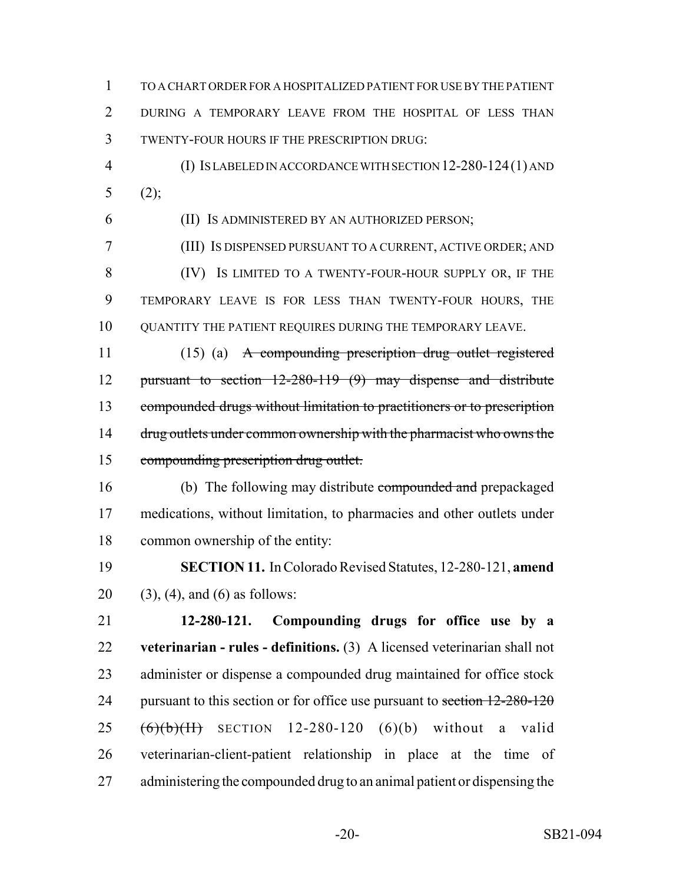TO A CHART ORDER FOR A HOSPITALIZED PATIENT FOR USE BY THE PATIENT DURING A TEMPORARY LEAVE FROM THE HOSPITAL OF LESS THAN TWENTY-FOUR HOURS IF THE PRESCRIPTION DRUG:

(I) IS LABELED IN ACCORDANCE WITH SECTION 12-280-124 (1) AND (2);

(II) IS ADMINISTERED BY AN AUTHORIZED PERSON;

(III) IS DISPENSED PURSUANT TO A CURRENT, ACTIVE ORDER; AND

(IV) IS LIMITED TO A TWENTY-FOUR-HOUR SUPPLY OR, IF THE TEMPORARY LEAVE IS FOR LESS THAN TWENTY-FOUR HOURS, THE QUANTITY THE PATIENT REQUIRES DURING THE TEMPORARY LEAVE.

(15) (a) ~~A compounding prescription drug outlet registered pursuant to section 12-280-119 (9) may dispense and distribute compounded drugs without limitation to practitioners or to prescription drug outlets under common ownership with the pharmacist who owns the compounding prescription drug outlet.~~

(b) The following may distribute ~~compounded and~~ prepackaged medications, without limitation, to pharmacies and other outlets under common ownership of the entity:

**SECTION 11.** In Colorado Revised Statutes, 12-280-121, **amend** (3), (4), and (6) as follows:

**12-280-121. Compounding drugs for office use by a veterinarian - rules - definitions.** (3) A licensed veterinarian shall not administer or dispense a compounded drug maintained for office stock pursuant to this section or for office use pursuant to ~~section 12-280-120 (6)(b)(II)~~ SECTION 12-280-120 (6)(b) without a valid veterinarian-client-patient relationship in place at the time of administering the compounded drug to an animal patient or dispensing the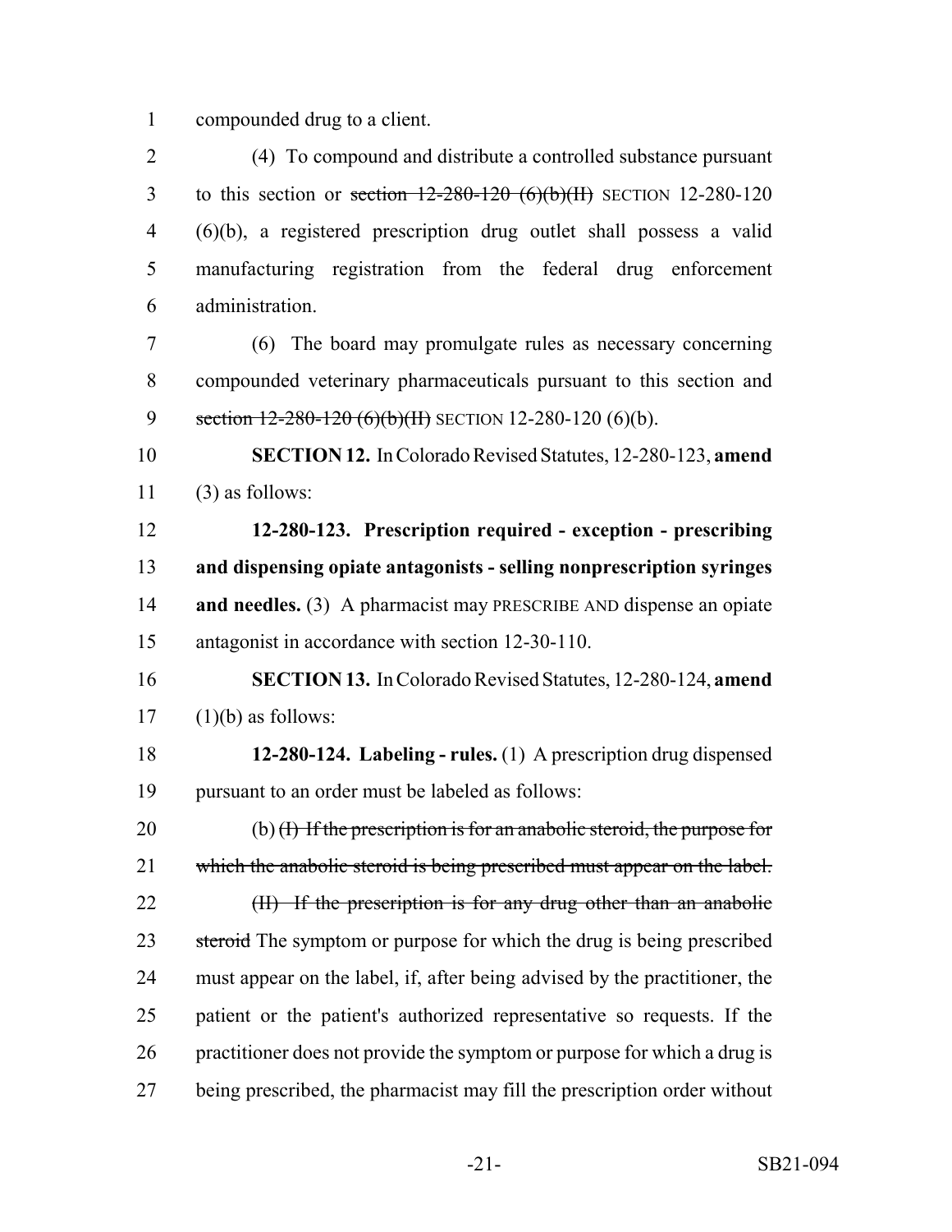compounded drug to a client.

(4) To compound and distribute a controlled substance pursuant to this section or ~~section 12-280-120 (6)(b)(II)~~ SECTION 12-280-120 (6)(b), a registered prescription drug outlet shall possess a valid manufacturing registration from the federal drug enforcement administration.

(6) The board may promulgate rules as necessary concerning compounded veterinary pharmaceuticals pursuant to this section and ~~section 12-280-120 (6)(b)(II)~~ SECTION 12-280-120 (6)(b).

**SECTION 12.** In Colorado Revised Statutes, 12-280-123, **amend** (3) as follows:

**12-280-123. Prescription required - exception - prescribing and dispensing opiate antagonists - selling nonprescription syringes and needles.** (3) A pharmacist may PRESCRIBE AND dispense an opiate antagonist in accordance with section 12-30-110.

**SECTION 13.** In Colorado Revised Statutes, 12-280-124, **amend** (1)(b) as follows:

**12-280-124. Labeling - rules.** (1) A prescription drug dispensed pursuant to an order must be labeled as follows:

(b) ~~(I) If the prescription is for an anabolic steroid, the purpose for which the anabolic steroid is being prescribed must appear on the label.~~

~~(II) If the prescription is for any drug other than an anabolic steroid~~ The symptom or purpose for which the drug is being prescribed must appear on the label, if, after being advised by the practitioner, the patient or the patient's authorized representative so requests. If the practitioner does not provide the symptom or purpose for which a drug is being prescribed, the pharmacist may fill the prescription order without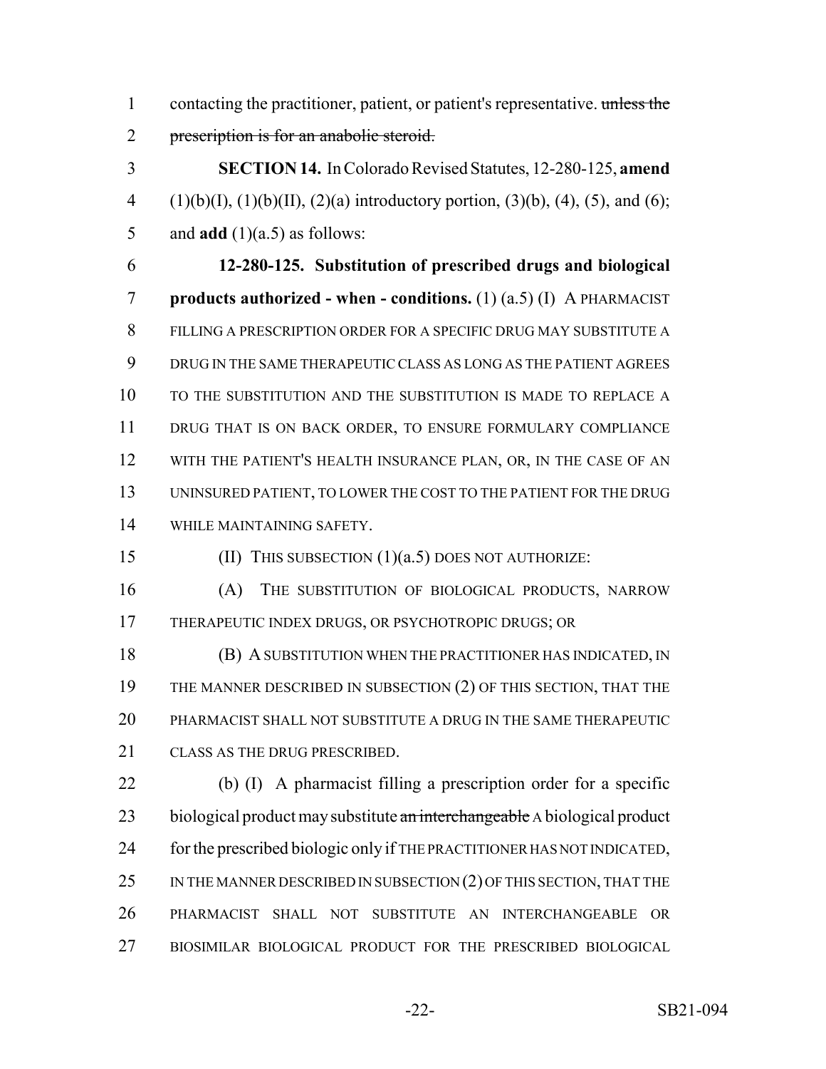contacting the practitioner, patient, or patient's representative. ~~unless the prescription is for an anabolic steroid.~~

**SECTION 14.** In Colorado Revised Statutes, 12-280-125, **amend** (1)(b)(I), (1)(b)(II), (2)(a) introductory portion, (3)(b), (4), (5), and (6); and **add** (1)(a.5) as follows:

**12-280-125. Substitution of prescribed drugs and biological products authorized - when - conditions.** (1) (a.5) (I) A PHARMACIST FILLING A PRESCRIPTION ORDER FOR A SPECIFIC DRUG MAY SUBSTITUTE A DRUG IN THE SAME THERAPEUTIC CLASS AS LONG AS THE PATIENT AGREES TO THE SUBSTITUTION AND THE SUBSTITUTION IS MADE TO REPLACE A DRUG THAT IS ON BACK ORDER, TO ENSURE FORMULARY COMPLIANCE WITH THE PATIENT'S HEALTH INSURANCE PLAN, OR, IN THE CASE OF AN UNINSURED PATIENT, TO LOWER THE COST TO THE PATIENT FOR THE DRUG WHILE MAINTAINING SAFETY.

(II) THIS SUBSECTION (1)(a.5) DOES NOT AUTHORIZE:

(A) THE SUBSTITUTION OF BIOLOGICAL PRODUCTS, NARROW THERAPEUTIC INDEX DRUGS, OR PSYCHOTROPIC DRUGS; OR

(B) A SUBSTITUTION WHEN THE PRACTITIONER HAS INDICATED, IN THE MANNER DESCRIBED IN SUBSECTION (2) OF THIS SECTION, THAT THE PHARMACIST SHALL NOT SUBSTITUTE A DRUG IN THE SAME THERAPEUTIC CLASS AS THE DRUG PRESCRIBED.

(b) (I) A pharmacist filling a prescription order for a specific biological product may substitute ~~an interchangeable~~ A biological product for the prescribed biologic only if THE PRACTITIONER HAS NOT INDICATED, IN THE MANNER DESCRIBED IN SUBSECTION (2) OF THIS SECTION, THAT THE PHARMACIST SHALL NOT SUBSTITUTE AN INTERCHANGEABLE OR BIOSIMILAR BIOLOGICAL PRODUCT FOR THE PRESCRIBED BIOLOGICAL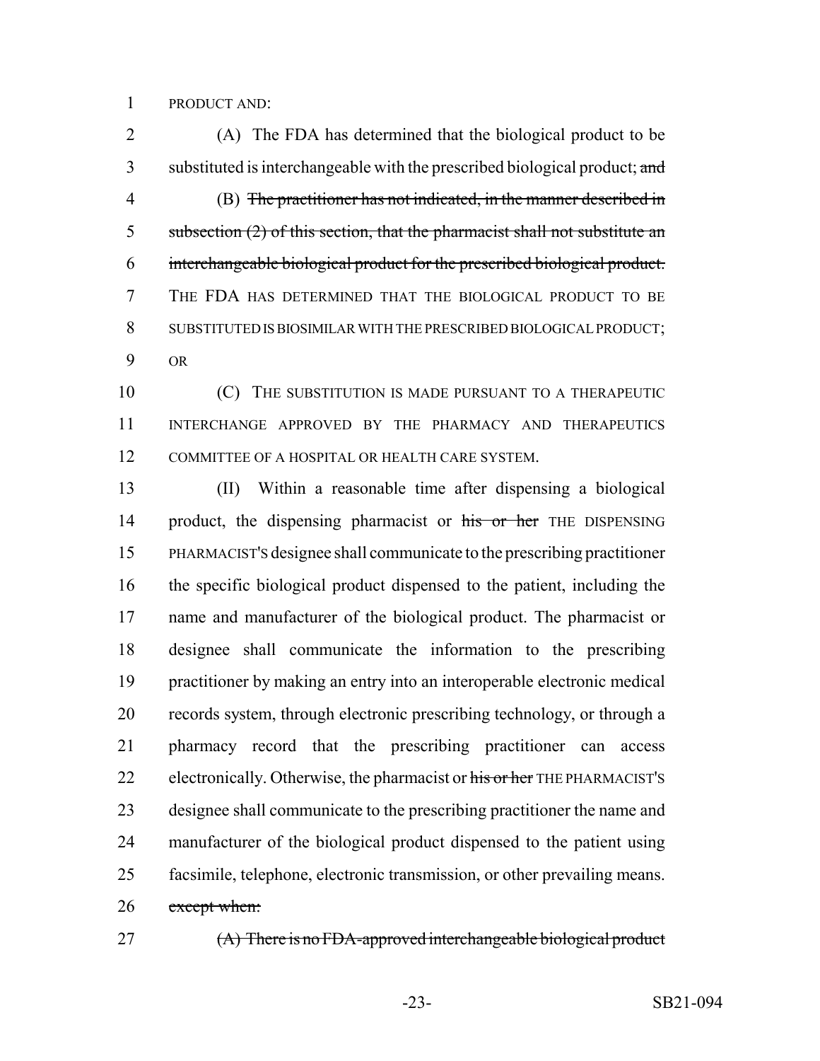PRODUCT AND:

(A) The FDA has determined that the biological product to be substituted is interchangeable with the prescribed biological product; ~~and~~

(B) ~~The practitioner has not indicated, in the manner described in subsection (2) of this section, that the pharmacist shall not substitute an interchangeable biological product for the prescribed biological product.~~ THE FDA HAS DETERMINED THAT THE BIOLOGICAL PRODUCT TO BE SUBSTITUTED IS BIOSIMILAR WITH THE PRESCRIBED BIOLOGICAL PRODUCT; OR

(C) THE SUBSTITUTION IS MADE PURSUANT TO A THERAPEUTIC INTERCHANGE APPROVED BY THE PHARMACY AND THERAPEUTICS COMMITTEE OF A HOSPITAL OR HEALTH CARE SYSTEM.

(II) Within a reasonable time after dispensing a biological product, the dispensing pharmacist or ~~his or her~~ THE DISPENSING PHARMACIST'S designee shall communicate to the prescribing practitioner the specific biological product dispensed to the patient, including the name and manufacturer of the biological product. The pharmacist or designee shall communicate the information to the prescribing practitioner by making an entry into an interoperable electronic medical records system, through electronic prescribing technology, or through a pharmacy record that the prescribing practitioner can access electronically. Otherwise, the pharmacist or ~~his or her~~ THE PHARMACIST'S designee shall communicate to the prescribing practitioner the name and manufacturer of the biological product dispensed to the patient using facsimile, telephone, electronic transmission, or other prevailing means. ~~except when:~~

~~(A) There is no FDA-approved interchangeable biological product~~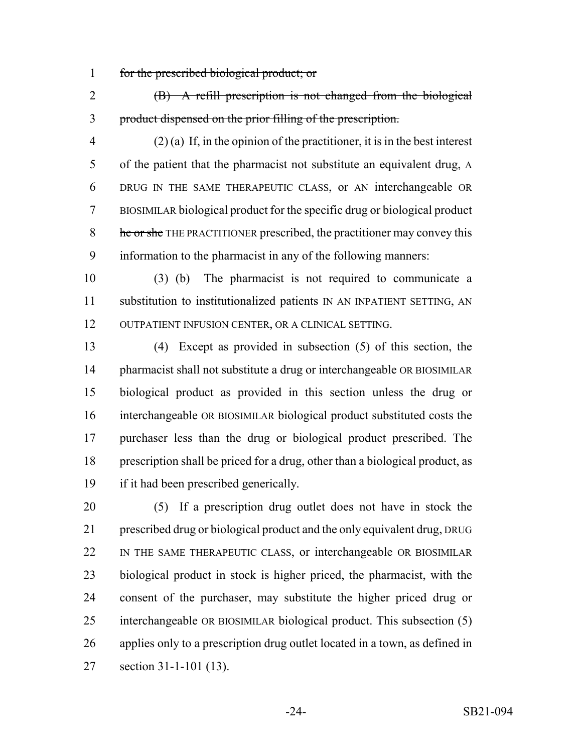~~for the prescribed biological product; or~~

~~(B) A refill prescription is not changed from the biological product dispensed on the prior filling of the prescription.~~

(2) (a) If, in the opinion of the practitioner, it is in the best interest of the patient that the pharmacist not substitute an equivalent drug, A DRUG IN THE SAME THERAPEUTIC CLASS, or AN interchangeable OR BIOSIMILAR biological product for the specific drug or biological product ~~he or she~~ THE PRACTITIONER prescribed, the practitioner may convey this information to the pharmacist in any of the following manners:

(3) (b) The pharmacist is not required to communicate a substitution to ~~institutionalized~~ patients IN AN INPATIENT SETTING, AN OUTPATIENT INFUSION CENTER, OR A CLINICAL SETTING.

(4) Except as provided in subsection (5) of this section, the pharmacist shall not substitute a drug or interchangeable OR BIOSIMILAR biological product as provided in this section unless the drug or interchangeable OR BIOSIMILAR biological product substituted costs the purchaser less than the drug or biological product prescribed. The prescription shall be priced for a drug, other than a biological product, as if it had been prescribed generically.

(5) If a prescription drug outlet does not have in stock the prescribed drug or biological product and the only equivalent drug, DRUG IN THE SAME THERAPEUTIC CLASS, or interchangeable OR BIOSIMILAR biological product in stock is higher priced, the pharmacist, with the consent of the purchaser, may substitute the higher priced drug or interchangeable OR BIOSIMILAR biological product. This subsection (5) applies only to a prescription drug outlet located in a town, as defined in section 31-1-101 (13).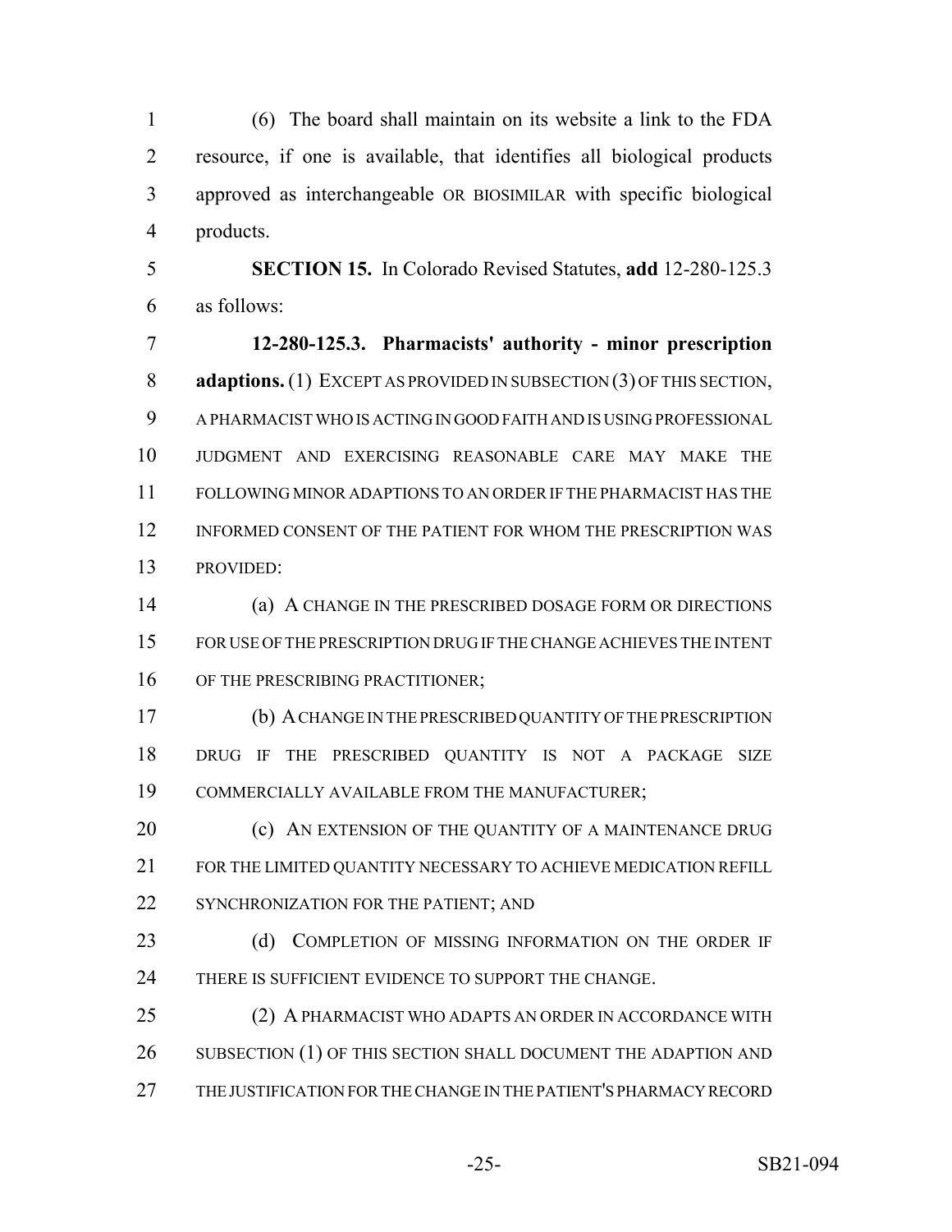(6) The board shall maintain on its website a link to the FDA resource, if one is available, that identifies all biological products approved as interchangeable OR BIOSIMILAR with specific biological products.

**SECTION 15.** In Colorado Revised Statutes, **add** 12-280-125.3 as follows:

**12-280-125.3. Pharmacists' authority - minor prescription adaptions.** (1) EXCEPT AS PROVIDED IN SUBSECTION (3) OF THIS SECTION, A PHARMACIST WHO IS ACTING IN GOOD FAITH AND IS USING PROFESSIONAL JUDGMENT AND EXERCISING REASONABLE CARE MAY MAKE THE FOLLOWING MINOR ADAPTIONS TO AN ORDER IF THE PHARMACIST HAS THE INFORMED CONSENT OF THE PATIENT FOR WHOM THE PRESCRIPTION WAS PROVIDED:

(a) A CHANGE IN THE PRESCRIBED DOSAGE FORM OR DIRECTIONS FOR USE OF THE PRESCRIPTION DRUG IF THE CHANGE ACHIEVES THE INTENT OF THE PRESCRIBING PRACTITIONER;

(b) A CHANGE IN THE PRESCRIBED QUANTITY OF THE PRESCRIPTION DRUG IF THE PRESCRIBED QUANTITY IS NOT A PACKAGE SIZE COMMERCIALLY AVAILABLE FROM THE MANUFACTURER;

(c) AN EXTENSION OF THE QUANTITY OF A MAINTENANCE DRUG FOR THE LIMITED QUANTITY NECESSARY TO ACHIEVE MEDICATION REFILL SYNCHRONIZATION FOR THE PATIENT; AND

(d) COMPLETION OF MISSING INFORMATION ON THE ORDER IF THERE IS SUFFICIENT EVIDENCE TO SUPPORT THE CHANGE.

(2) A PHARMACIST WHO ADAPTS AN ORDER IN ACCORDANCE WITH SUBSECTION (1) OF THIS SECTION SHALL DOCUMENT THE ADAPTION AND THE JUSTIFICATION FOR THE CHANGE IN THE PATIENT'S PHARMACY RECORD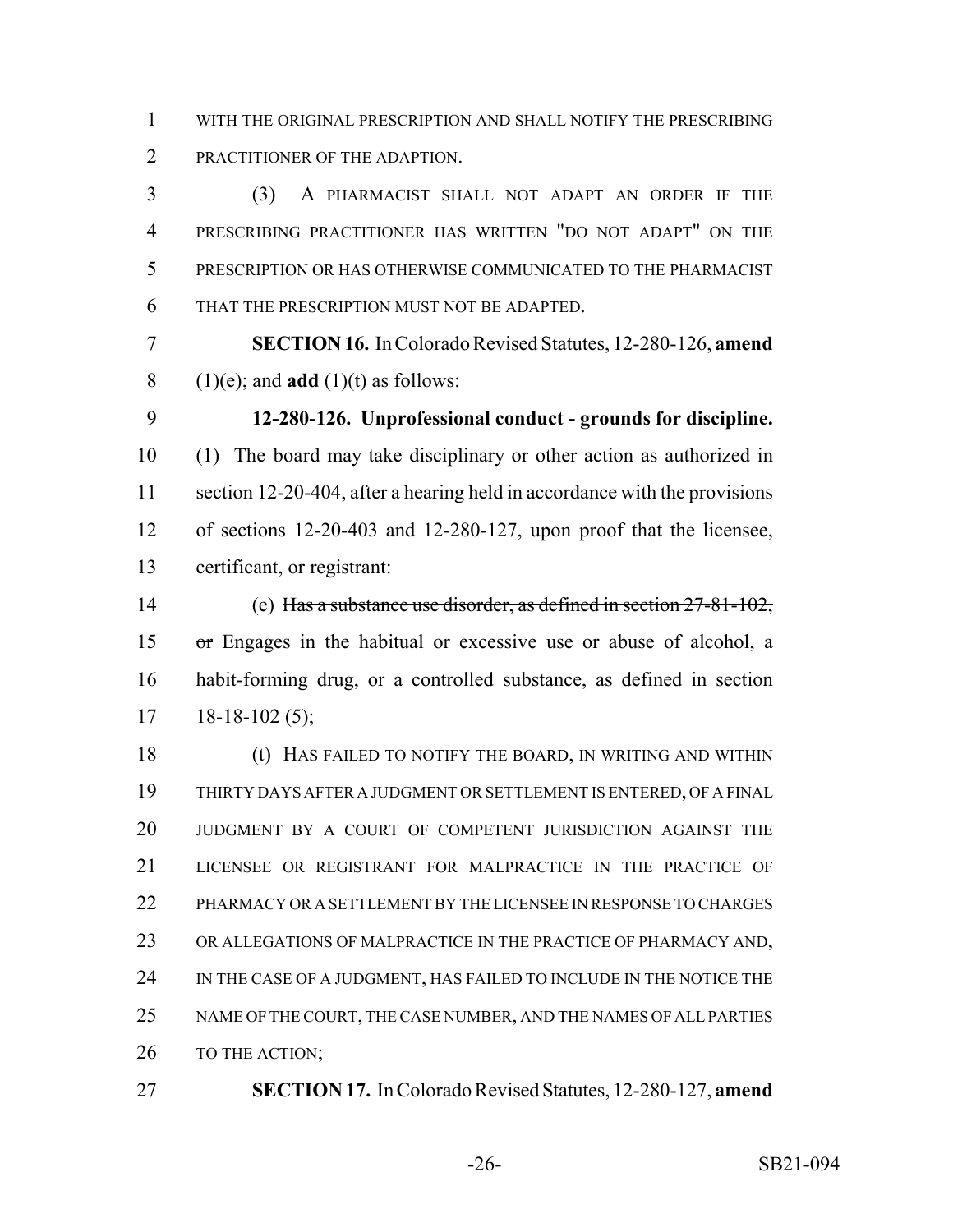WITH THE ORIGINAL PRESCRIPTION AND SHALL NOTIFY THE PRESCRIBING PRACTITIONER OF THE ADAPTION.

(3) A PHARMACIST SHALL NOT ADAPT AN ORDER IF THE PRESCRIBING PRACTITIONER HAS WRITTEN "DO NOT ADAPT" ON THE PRESCRIPTION OR HAS OTHERWISE COMMUNICATED TO THE PHARMACIST THAT THE PRESCRIPTION MUST NOT BE ADAPTED.

**SECTION 16.** In Colorado Revised Statutes, 12-280-126, **amend** (1)(e); and **add** (1)(t) as follows:

**12-280-126. Unprofessional conduct - grounds for discipline.** (1) The board may take disciplinary or other action as authorized in section 12-20-404, after a hearing held in accordance with the provisions of sections 12-20-403 and 12-280-127, upon proof that the licensee, certificant, or registrant:

(e) ~~Has a substance use disorder, as defined in section 27-81-102, or~~ Engages in the habitual or excessive use or abuse of alcohol, a habit-forming drug, or a controlled substance, as defined in section 18-18-102 (5);

(t) HAS FAILED TO NOTIFY THE BOARD, IN WRITING AND WITHIN THIRTY DAYS AFTER A JUDGMENT OR SETTLEMENT IS ENTERED, OF A FINAL JUDGMENT BY A COURT OF COMPETENT JURISDICTION AGAINST THE LICENSEE OR REGISTRANT FOR MALPRACTICE IN THE PRACTICE OF PHARMACY OR A SETTLEMENT BY THE LICENSEE IN RESPONSE TO CHARGES OR ALLEGATIONS OF MALPRACTICE IN THE PRACTICE OF PHARMACY AND, IN THE CASE OF A JUDGMENT, HAS FAILED TO INCLUDE IN THE NOTICE THE NAME OF THE COURT, THE CASE NUMBER, AND THE NAMES OF ALL PARTIES TO THE ACTION;

**SECTION 17.** In Colorado Revised Statutes, 12-280-127, **amend**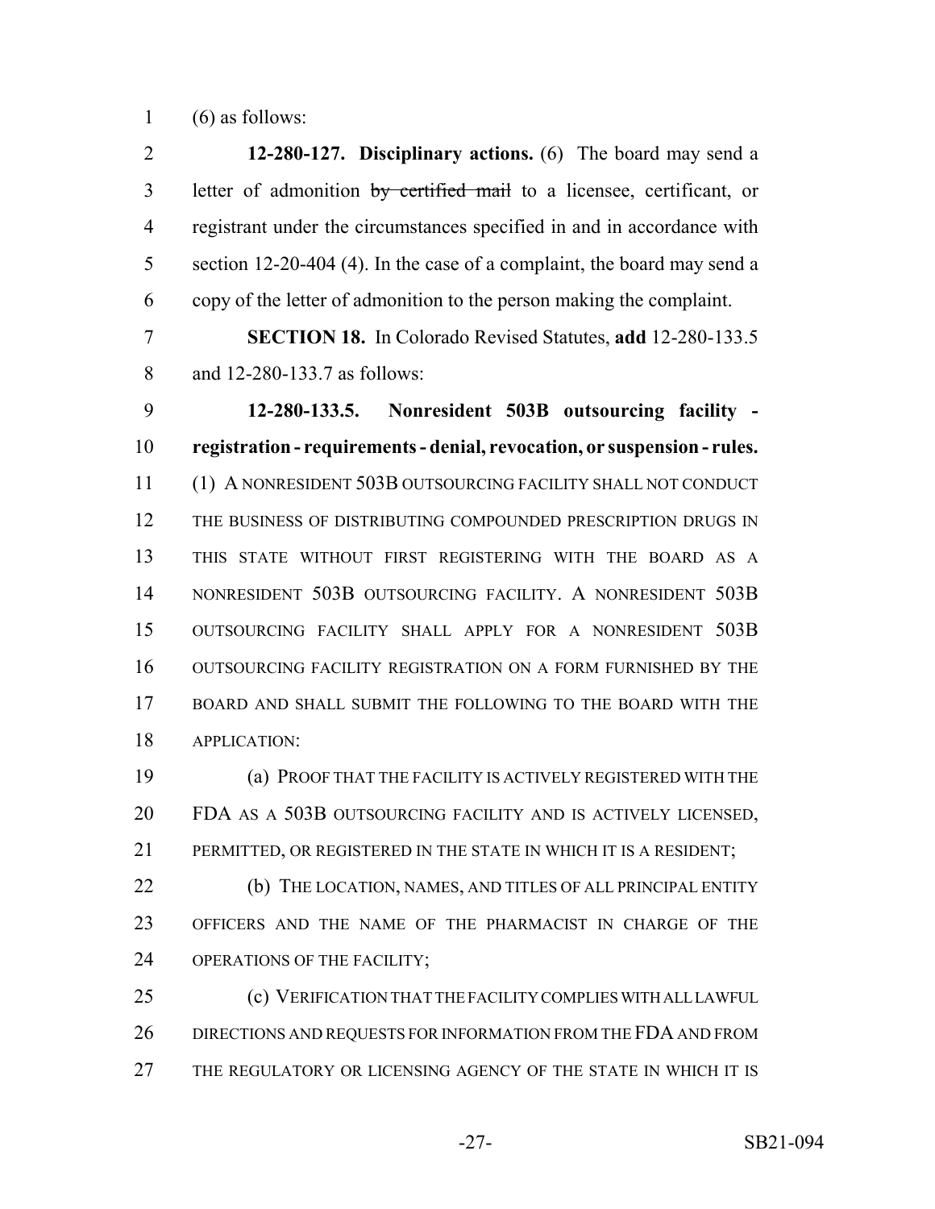(6) as follows:

**12-280-127. Disciplinary actions.** (6) The board may send a letter of admonition ~~by certified mail~~ to a licensee, certificant, or registrant under the circumstances specified in and in accordance with section 12-20-404 (4). In the case of a complaint, the board may send a copy of the letter of admonition to the person making the complaint.

**SECTION 18.** In Colorado Revised Statutes, **add** 12-280-133.5 and 12-280-133.7 as follows:

**12-280-133.5. Nonresident 503B outsourcing facility - registration - requirements - denial, revocation, or suspension - rules.** (1) A NONRESIDENT 503B OUTSOURCING FACILITY SHALL NOT CONDUCT THE BUSINESS OF DISTRIBUTING COMPOUNDED PRESCRIPTION DRUGS IN THIS STATE WITHOUT FIRST REGISTERING WITH THE BOARD AS A NONRESIDENT 503B OUTSOURCING FACILITY. A NONRESIDENT 503B OUTSOURCING FACILITY SHALL APPLY FOR A NONRESIDENT 503B OUTSOURCING FACILITY REGISTRATION ON A FORM FURNISHED BY THE BOARD AND SHALL SUBMIT THE FOLLOWING TO THE BOARD WITH THE APPLICATION:

(a) PROOF THAT THE FACILITY IS ACTIVELY REGISTERED WITH THE FDA AS A 503B OUTSOURCING FACILITY AND IS ACTIVELY LICENSED, PERMITTED, OR REGISTERED IN THE STATE IN WHICH IT IS A RESIDENT;

(b) THE LOCATION, NAMES, AND TITLES OF ALL PRINCIPAL ENTITY OFFICERS AND THE NAME OF THE PHARMACIST IN CHARGE OF THE OPERATIONS OF THE FACILITY;

(c) VERIFICATION THAT THE FACILITY COMPLIES WITH ALL LAWFUL DIRECTIONS AND REQUESTS FOR INFORMATION FROM THE FDA AND FROM THE REGULATORY OR LICENSING AGENCY OF THE STATE IN WHICH IT IS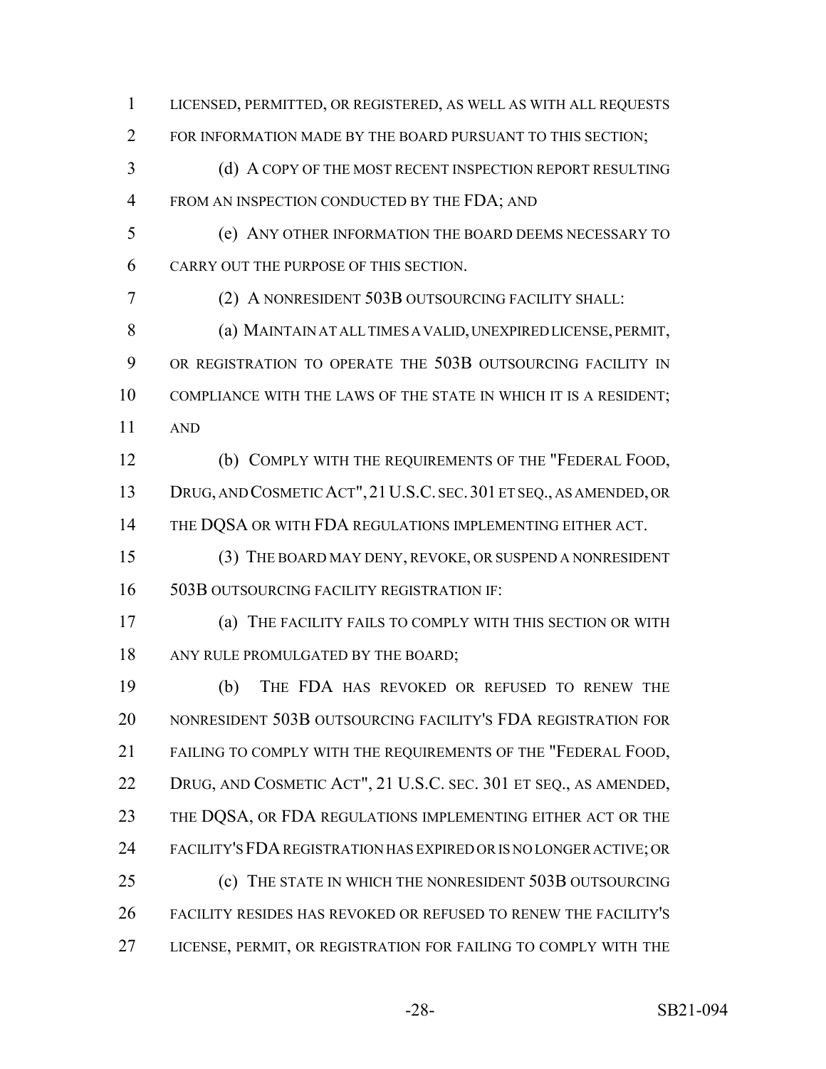LICENSED, PERMITTED, OR REGISTERED, AS WELL AS WITH ALL REQUESTS FOR INFORMATION MADE BY THE BOARD PURSUANT TO THIS SECTION;

(d) A COPY OF THE MOST RECENT INSPECTION REPORT RESULTING FROM AN INSPECTION CONDUCTED BY THE FDA; AND

(e) ANY OTHER INFORMATION THE BOARD DEEMS NECESSARY TO CARRY OUT THE PURPOSE OF THIS SECTION.

(2) A NONRESIDENT 503B OUTSOURCING FACILITY SHALL:

(a) MAINTAIN AT ALL TIMES A VALID, UNEXPIRED LICENSE, PERMIT, OR REGISTRATION TO OPERATE THE 503B OUTSOURCING FACILITY IN COMPLIANCE WITH THE LAWS OF THE STATE IN WHICH IT IS A RESIDENT; AND

(b) COMPLY WITH THE REQUIREMENTS OF THE "FEDERAL FOOD, DRUG, AND COSMETIC ACT", 21 U.S.C. SEC. 301 ET SEQ., AS AMENDED, OR THE DQSA OR WITH FDA REGULATIONS IMPLEMENTING EITHER ACT.

(3) THE BOARD MAY DENY, REVOKE, OR SUSPEND A NONRESIDENT 503B OUTSOURCING FACILITY REGISTRATION IF:

(a) THE FACILITY FAILS TO COMPLY WITH THIS SECTION OR WITH ANY RULE PROMULGATED BY THE BOARD;

(b) THE FDA HAS REVOKED OR REFUSED TO RENEW THE NONRESIDENT 503B OUTSOURCING FACILITY'S FDA REGISTRATION FOR FAILING TO COMPLY WITH THE REQUIREMENTS OF THE "FEDERAL FOOD, DRUG, AND COSMETIC ACT", 21 U.S.C. SEC. 301 ET SEQ., AS AMENDED, THE DQSA, OR FDA REGULATIONS IMPLEMENTING EITHER ACT OR THE FACILITY'S FDA REGISTRATION HAS EXPIRED OR IS NO LONGER ACTIVE; OR

(c) THE STATE IN WHICH THE NONRESIDENT 503B OUTSOURCING FACILITY RESIDES HAS REVOKED OR REFUSED TO RENEW THE FACILITY'S LICENSE, PERMIT, OR REGISTRATION FOR FAILING TO COMPLY WITH THE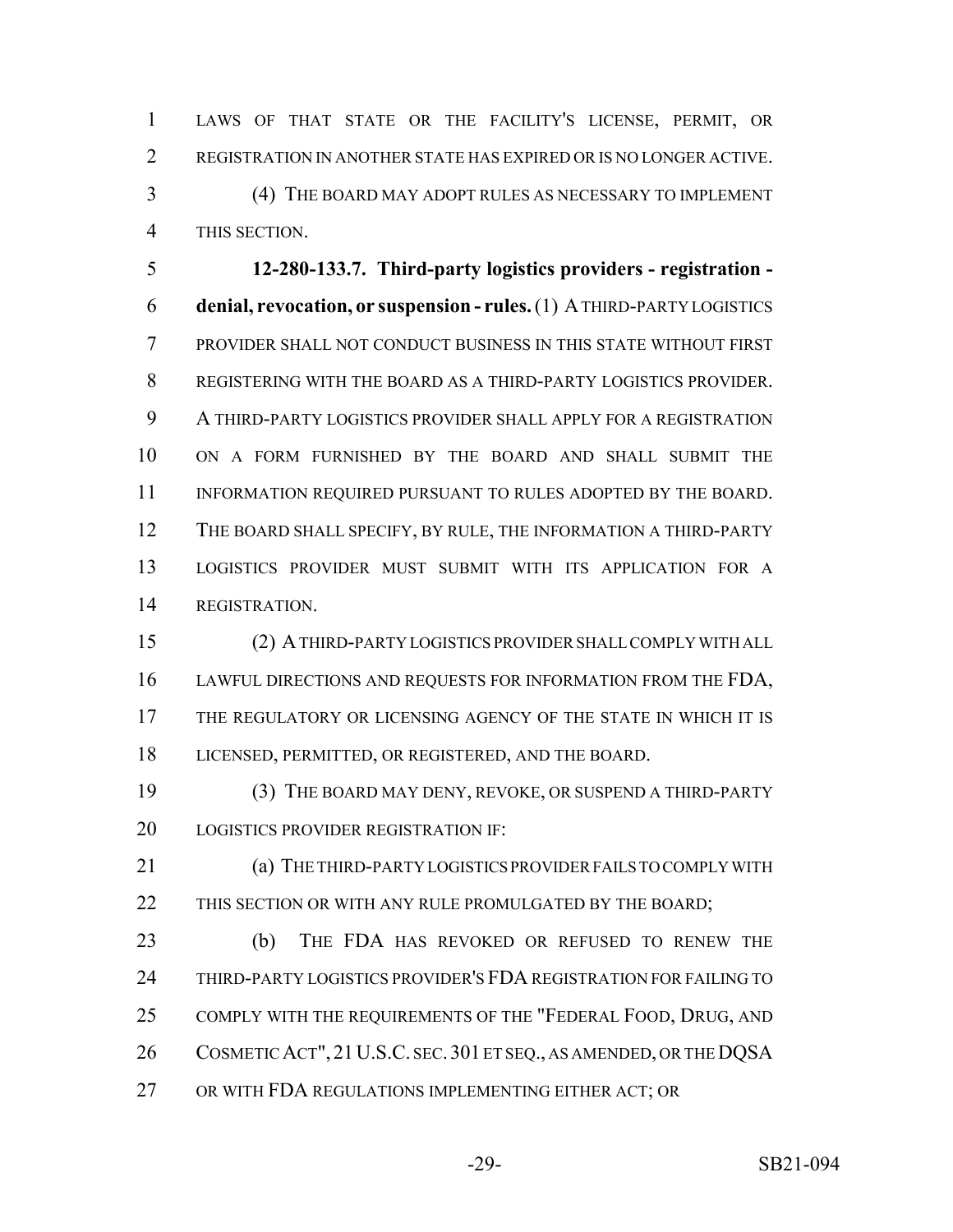LAWS OF THAT STATE OR THE FACILITY'S LICENSE, PERMIT, OR REGISTRATION IN ANOTHER STATE HAS EXPIRED OR IS NO LONGER ACTIVE.

(4) THE BOARD MAY ADOPT RULES AS NECESSARY TO IMPLEMENT THIS SECTION.

**12-280-133.7. Third-party logistics providers - registration - denial, revocation, or suspension - rules.** (1) A THIRD-PARTY LOGISTICS PROVIDER SHALL NOT CONDUCT BUSINESS IN THIS STATE WITHOUT FIRST REGISTERING WITH THE BOARD AS A THIRD-PARTY LOGISTICS PROVIDER. A THIRD-PARTY LOGISTICS PROVIDER SHALL APPLY FOR A REGISTRATION ON A FORM FURNISHED BY THE BOARD AND SHALL SUBMIT THE INFORMATION REQUIRED PURSUANT TO RULES ADOPTED BY THE BOARD. THE BOARD SHALL SPECIFY, BY RULE, THE INFORMATION A THIRD-PARTY LOGISTICS PROVIDER MUST SUBMIT WITH ITS APPLICATION FOR A REGISTRATION.

(2) A THIRD-PARTY LOGISTICS PROVIDER SHALL COMPLY WITH ALL LAWFUL DIRECTIONS AND REQUESTS FOR INFORMATION FROM THE FDA, THE REGULATORY OR LICENSING AGENCY OF THE STATE IN WHICH IT IS LICENSED, PERMITTED, OR REGISTERED, AND THE BOARD.

(3) THE BOARD MAY DENY, REVOKE, OR SUSPEND A THIRD-PARTY LOGISTICS PROVIDER REGISTRATION IF:

(a) THE THIRD-PARTY LOGISTICS PROVIDER FAILS TO COMPLY WITH THIS SECTION OR WITH ANY RULE PROMULGATED BY THE BOARD;

(b) THE FDA HAS REVOKED OR REFUSED TO RENEW THE THIRD-PARTY LOGISTICS PROVIDER'S FDA REGISTRATION FOR FAILING TO COMPLY WITH THE REQUIREMENTS OF THE "FEDERAL FOOD, DRUG, AND COSMETIC ACT", 21 U.S.C. SEC. 301 ET SEQ., AS AMENDED, OR THE DQSA OR WITH FDA REGULATIONS IMPLEMENTING EITHER ACT; OR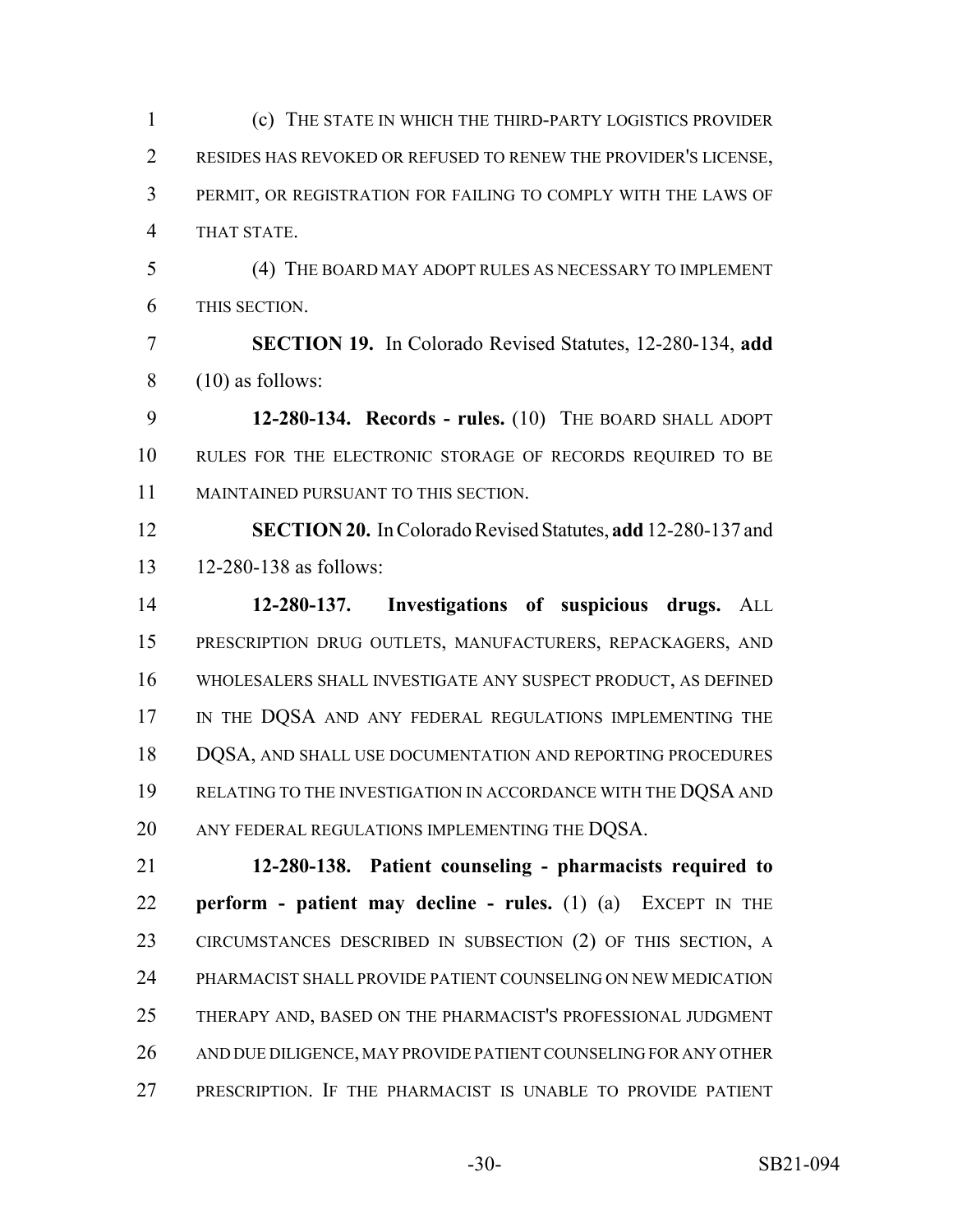(c) THE STATE IN WHICH THE THIRD-PARTY LOGISTICS PROVIDER RESIDES HAS REVOKED OR REFUSED TO RENEW THE PROVIDER'S LICENSE, PERMIT, OR REGISTRATION FOR FAILING TO COMPLY WITH THE LAWS OF THAT STATE.

(4) THE BOARD MAY ADOPT RULES AS NECESSARY TO IMPLEMENT THIS SECTION.

**SECTION 19.** In Colorado Revised Statutes, 12-280-134, **add** (10) as follows:

**12-280-134. Records - rules.** (10) THE BOARD SHALL ADOPT RULES FOR THE ELECTRONIC STORAGE OF RECORDS REQUIRED TO BE MAINTAINED PURSUANT TO THIS SECTION.

**SECTION 20.** In Colorado Revised Statutes, **add** 12-280-137 and 12-280-138 as follows:

**12-280-137. Investigations of suspicious drugs.** ALL PRESCRIPTION DRUG OUTLETS, MANUFACTURERS, REPACKAGERS, AND WHOLESALERS SHALL INVESTIGATE ANY SUSPECT PRODUCT, AS DEFINED IN THE DQSA AND ANY FEDERAL REGULATIONS IMPLEMENTING THE DQSA, AND SHALL USE DOCUMENTATION AND REPORTING PROCEDURES RELATING TO THE INVESTIGATION IN ACCORDANCE WITH THE DQSA AND ANY FEDERAL REGULATIONS IMPLEMENTING THE DQSA.

**12-280-138. Patient counseling - pharmacists required to perform - patient may decline - rules.** (1) (a) EXCEPT IN THE CIRCUMSTANCES DESCRIBED IN SUBSECTION (2) OF THIS SECTION, A PHARMACIST SHALL PROVIDE PATIENT COUNSELING ON NEW MEDICATION THERAPY AND, BASED ON THE PHARMACIST'S PROFESSIONAL JUDGMENT AND DUE DILIGENCE, MAY PROVIDE PATIENT COUNSELING FOR ANY OTHER PRESCRIPTION. IF THE PHARMACIST IS UNABLE TO PROVIDE PATIENT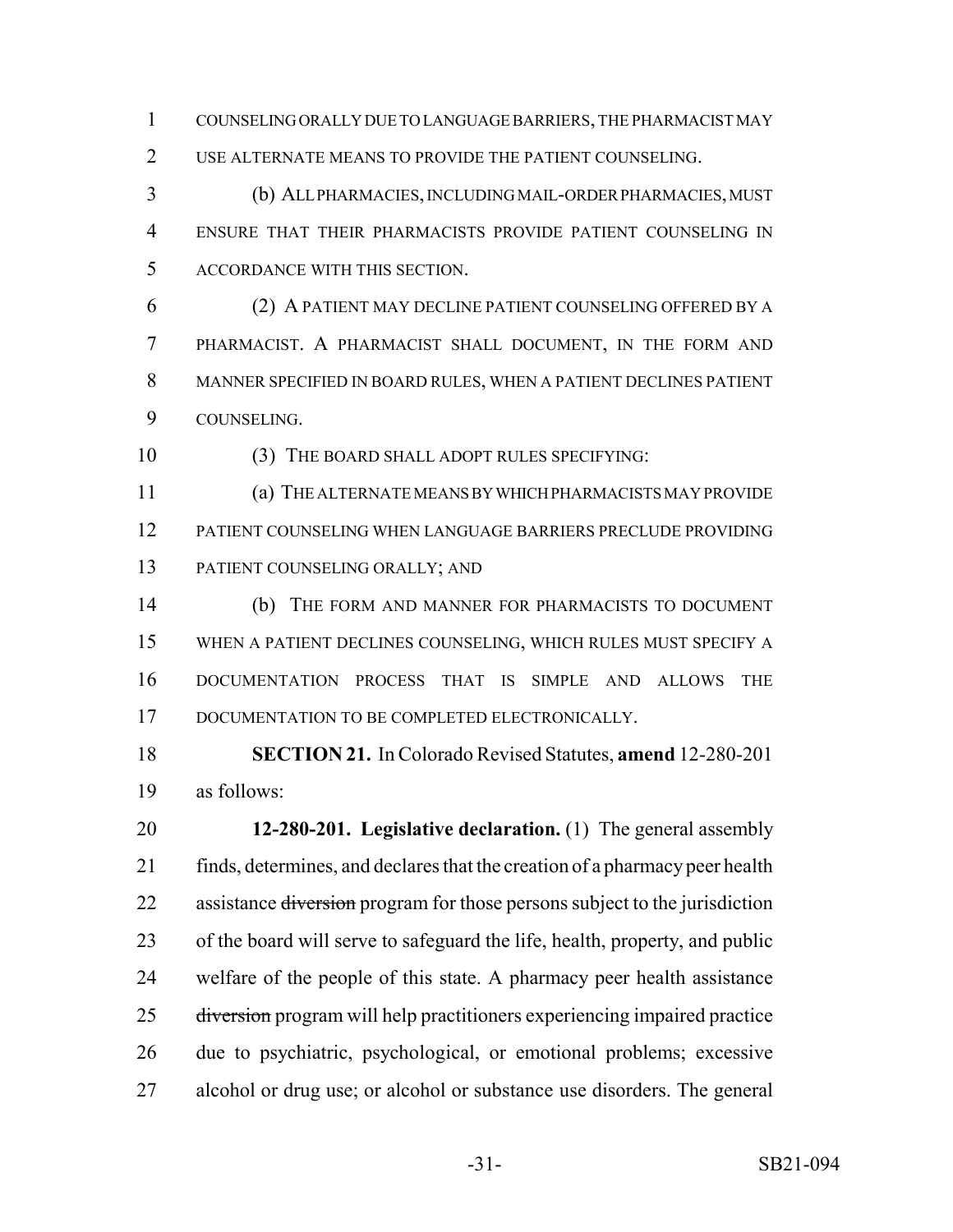COUNSELING ORALLY DUE TO LANGUAGE BARRIERS, THE PHARMACIST MAY USE ALTERNATE MEANS TO PROVIDE THE PATIENT COUNSELING.

(b) ALL PHARMACIES, INCLUDING MAIL-ORDER PHARMACIES, MUST ENSURE THAT THEIR PHARMACISTS PROVIDE PATIENT COUNSELING IN ACCORDANCE WITH THIS SECTION.

(2) A PATIENT MAY DECLINE PATIENT COUNSELING OFFERED BY A PHARMACIST. A PHARMACIST SHALL DOCUMENT, IN THE FORM AND MANNER SPECIFIED IN BOARD RULES, WHEN A PATIENT DECLINES PATIENT COUNSELING.

(3) THE BOARD SHALL ADOPT RULES SPECIFYING:

(a) THE ALTERNATE MEANS BY WHICH PHARMACISTS MAY PROVIDE PATIENT COUNSELING WHEN LANGUAGE BARRIERS PRECLUDE PROVIDING PATIENT COUNSELING ORALLY; AND

(b) THE FORM AND MANNER FOR PHARMACISTS TO DOCUMENT WHEN A PATIENT DECLINES COUNSELING, WHICH RULES MUST SPECIFY A DOCUMENTATION PROCESS THAT IS SIMPLE AND ALLOWS THE DOCUMENTATION TO BE COMPLETED ELECTRONICALLY.

**SECTION 21.** In Colorado Revised Statutes, **amend** 12-280-201 as follows:

**12-280-201. Legislative declaration.** (1) The general assembly finds, determines, and declares that the creation of a pharmacy peer health assistance ~~diversion~~ program for those persons subject to the jurisdiction of the board will serve to safeguard the life, health, property, and public welfare of the people of this state. A pharmacy peer health assistance ~~diversion~~ program will help practitioners experiencing impaired practice due to psychiatric, psychological, or emotional problems; excessive alcohol or drug use; or alcohol or substance use disorders. The general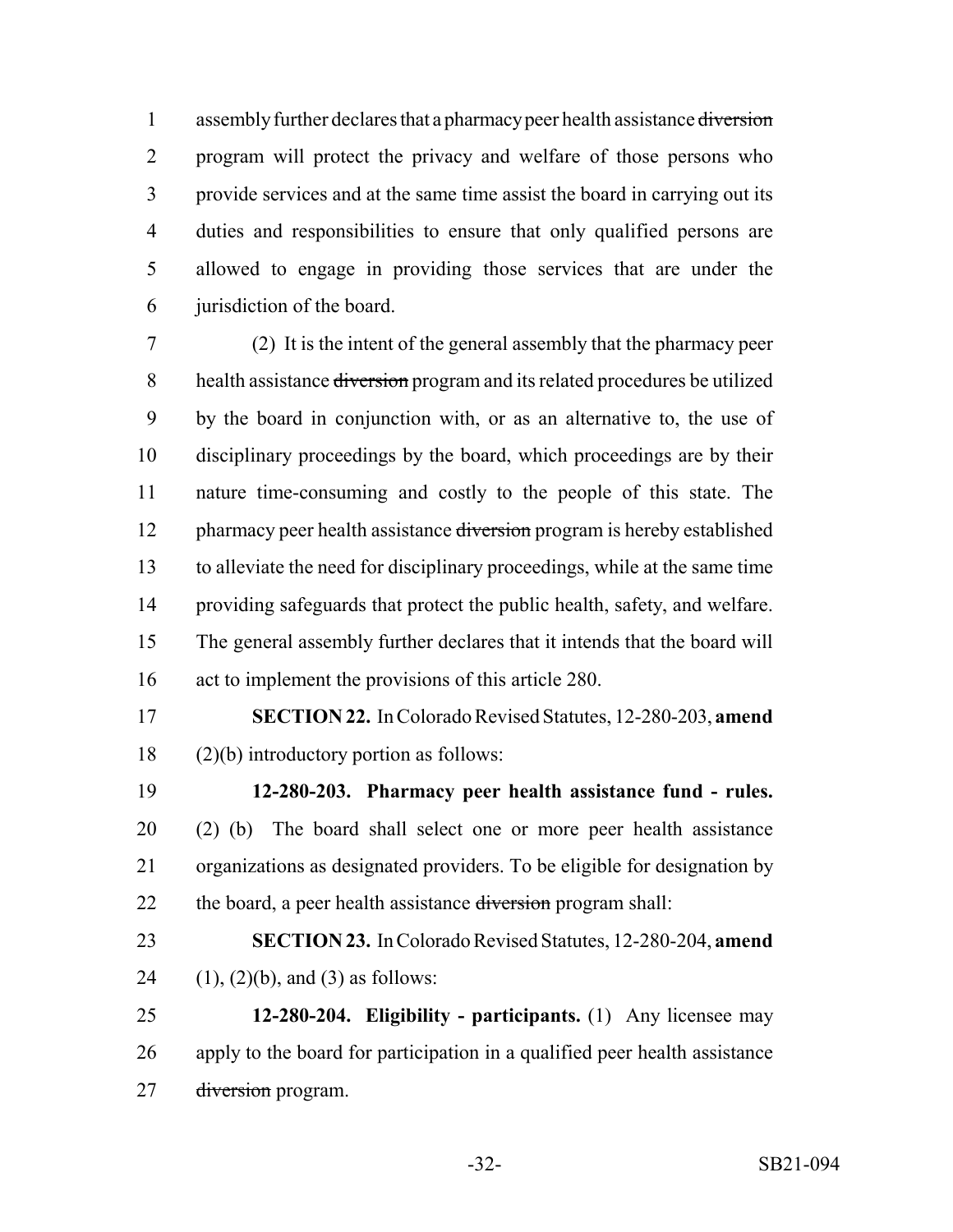assembly further declares that a pharmacy peer health assistance ~~diversion~~ program will protect the privacy and welfare of those persons who provide services and at the same time assist the board in carrying out its duties and responsibilities to ensure that only qualified persons are allowed to engage in providing those services that are under the jurisdiction of the board.

(2) It is the intent of the general assembly that the pharmacy peer health assistance ~~diversion~~ program and its related procedures be utilized by the board in conjunction with, or as an alternative to, the use of disciplinary proceedings by the board, which proceedings are by their nature time-consuming and costly to the people of this state. The pharmacy peer health assistance ~~diversion~~ program is hereby established to alleviate the need for disciplinary proceedings, while at the same time providing safeguards that protect the public health, safety, and welfare. The general assembly further declares that it intends that the board will act to implement the provisions of this article 280.

**SECTION 22.** In Colorado Revised Statutes, 12-280-203, **amend** (2)(b) introductory portion as follows:

**12-280-203. Pharmacy peer health assistance fund - rules.** (2) (b) The board shall select one or more peer health assistance organizations as designated providers. To be eligible for designation by the board, a peer health assistance ~~diversion~~ program shall:

**SECTION 23.** In Colorado Revised Statutes, 12-280-204, **amend** (1), (2)(b), and (3) as follows:

**12-280-204. Eligibility - participants.** (1) Any licensee may apply to the board for participation in a qualified peer health assistance ~~diversion~~ program.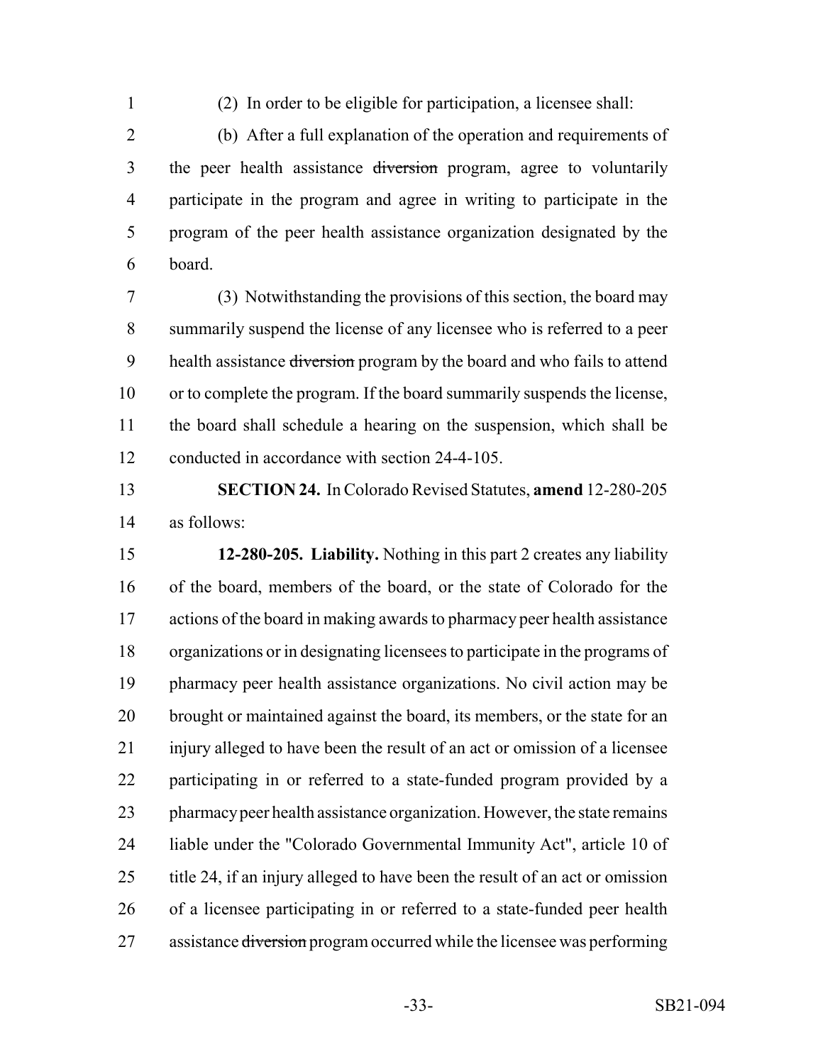(2) In order to be eligible for participation, a licensee shall:

(b) After a full explanation of the operation and requirements of the peer health assistance ~~diversion~~ program, agree to voluntarily participate in the program and agree in writing to participate in the program of the peer health assistance organization designated by the board.

(3) Notwithstanding the provisions of this section, the board may summarily suspend the license of any licensee who is referred to a peer health assistance ~~diversion~~ program by the board and who fails to attend or to complete the program. If the board summarily suspends the license, the board shall schedule a hearing on the suspension, which shall be conducted in accordance with section 24-4-105.

**SECTION 24.** In Colorado Revised Statutes, **amend** 12-280-205 as follows:

**12-280-205. Liability.** Nothing in this part 2 creates any liability of the board, members of the board, or the state of Colorado for the actions of the board in making awards to pharmacy peer health assistance organizations or in designating licensees to participate in the programs of pharmacy peer health assistance organizations. No civil action may be brought or maintained against the board, its members, or the state for an injury alleged to have been the result of an act or omission of a licensee participating in or referred to a state-funded program provided by a pharmacy peer health assistance organization. However, the state remains liable under the "Colorado Governmental Immunity Act", article 10 of title 24, if an injury alleged to have been the result of an act or omission of a licensee participating in or referred to a state-funded peer health assistance ~~diversion~~ program occurred while the licensee was performing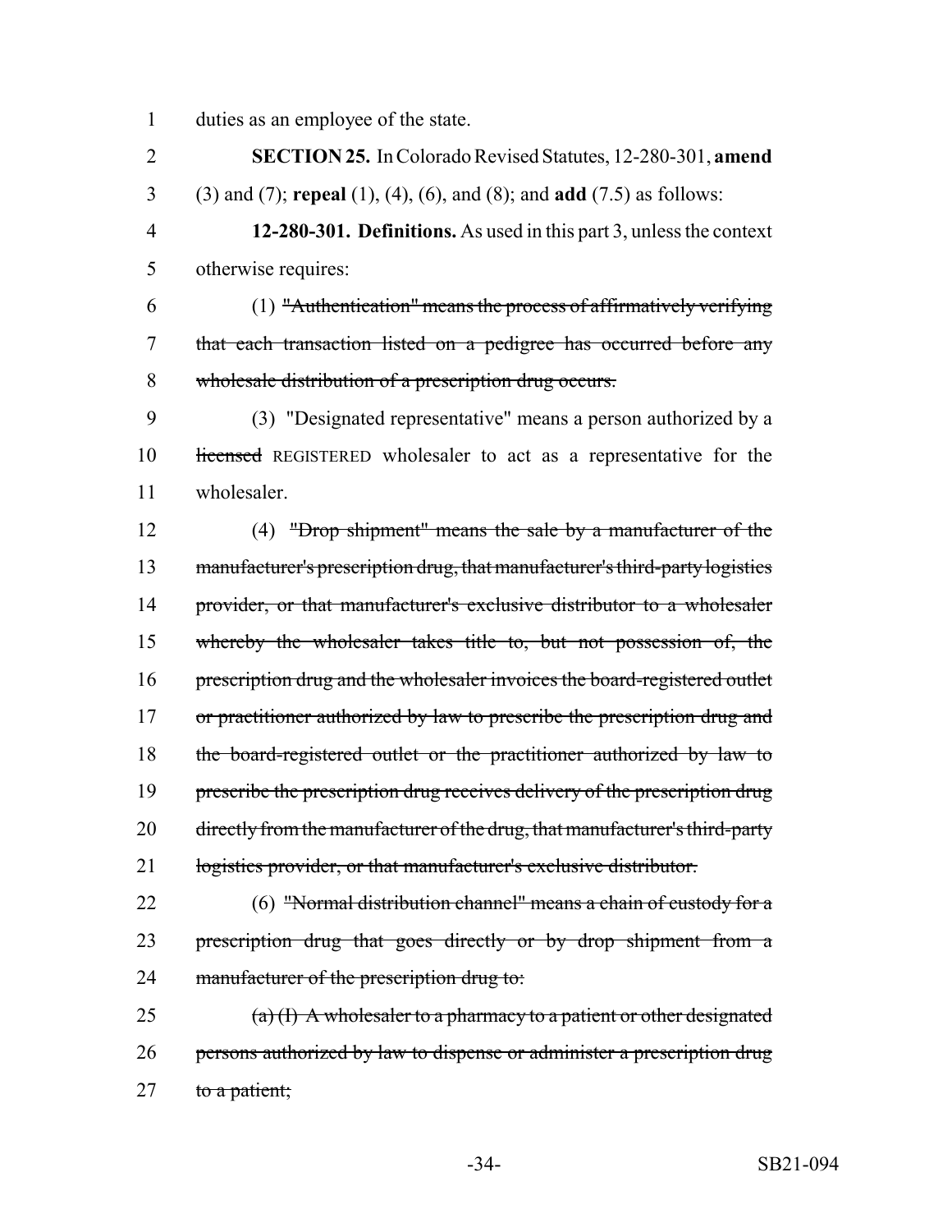duties as an employee of the state.

**SECTION 25.** In Colorado Revised Statutes, 12-280-301, **amend** (3) and (7); **repeal** (1), (4), (6), and (8); and **add** (7.5) as follows:

**12-280-301. Definitions.** As used in this part 3, unless the context otherwise requires:

(1) ~~"Authentication" means the process of affirmatively verifying that each transaction listed on a pedigree has occurred before any wholesale distribution of a prescription drug occurs.~~

(3) "Designated representative" means a person authorized by a ~~licensed~~ REGISTERED wholesaler to act as a representative for the wholesaler.

(4) ~~"Drop shipment" means the sale by a manufacturer of the manufacturer's prescription drug, that manufacturer's third-party logistics provider, or that manufacturer's exclusive distributor to a wholesaler whereby the wholesaler takes title to, but not possession of, the prescription drug and the wholesaler invoices the board-registered outlet or practitioner authorized by law to prescribe the prescription drug and the board-registered outlet or the practitioner authorized by law to prescribe the prescription drug receives delivery of the prescription drug directly from the manufacturer of the drug, that manufacturer's third-party logistics provider, or that manufacturer's exclusive distributor.~~

(6) ~~"Normal distribution channel" means a chain of custody for a prescription drug that goes directly or by drop shipment from a manufacturer of the prescription drug to:~~

~~(a) (I) A wholesaler to a pharmacy to a patient or other designated persons authorized by law to dispense or administer a prescription drug to a patient;~~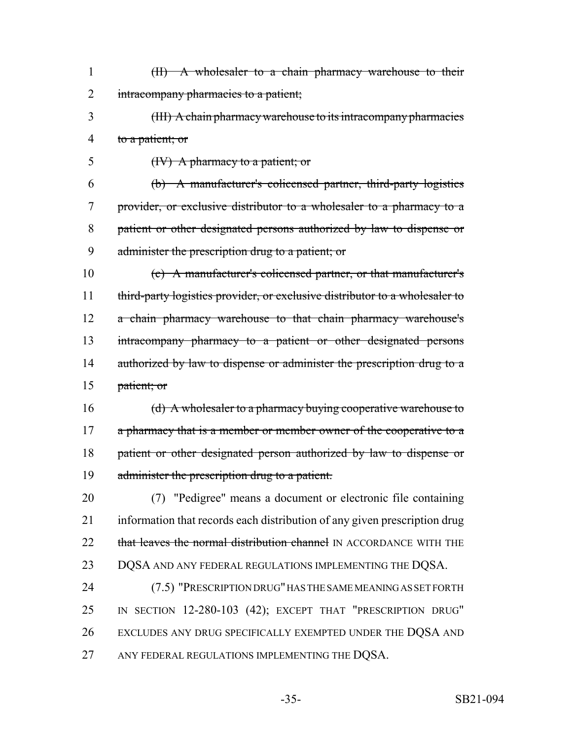~~(II) A wholesaler to a chain pharmacy warehouse to their intracompany pharmacies to a patient;~~

~~(III) A chain pharmacy warehouse to its intracompany pharmacies to a patient; or~~

~~(IV) A pharmacy to a patient; or~~

~~(b) A manufacturer's colicensed partner, third-party logistics provider, or exclusive distributor to a wholesaler to a pharmacy to a patient or other designated persons authorized by law to dispense or administer the prescription drug to a patient; or~~

~~(c) A manufacturer's colicensed partner, or that manufacturer's third-party logistics provider, or exclusive distributor to a wholesaler to a chain pharmacy warehouse to that chain pharmacy warehouse's intracompany pharmacy to a patient or other designated persons authorized by law to dispense or administer the prescription drug to a patient; or~~

~~(d) A wholesaler to a pharmacy buying cooperative warehouse to a pharmacy that is a member or member owner of the cooperative to a patient or other designated person authorized by law to dispense or administer the prescription drug to a patient.~~

(7) "Pedigree" means a document or electronic file containing information that records each distribution of any given prescription drug ~~that leaves the normal distribution channel~~ IN ACCORDANCE WITH THE DQSA AND ANY FEDERAL REGULATIONS IMPLEMENTING THE DQSA.

(7.5) "PRESCRIPTION DRUG" HAS THE SAME MEANING AS SET FORTH IN SECTION 12-280-103 (42); EXCEPT THAT "PRESCRIPTION DRUG" EXCLUDES ANY DRUG SPECIFICALLY EXEMPTED UNDER THE DQSA AND ANY FEDERAL REGULATIONS IMPLEMENTING THE DQSA.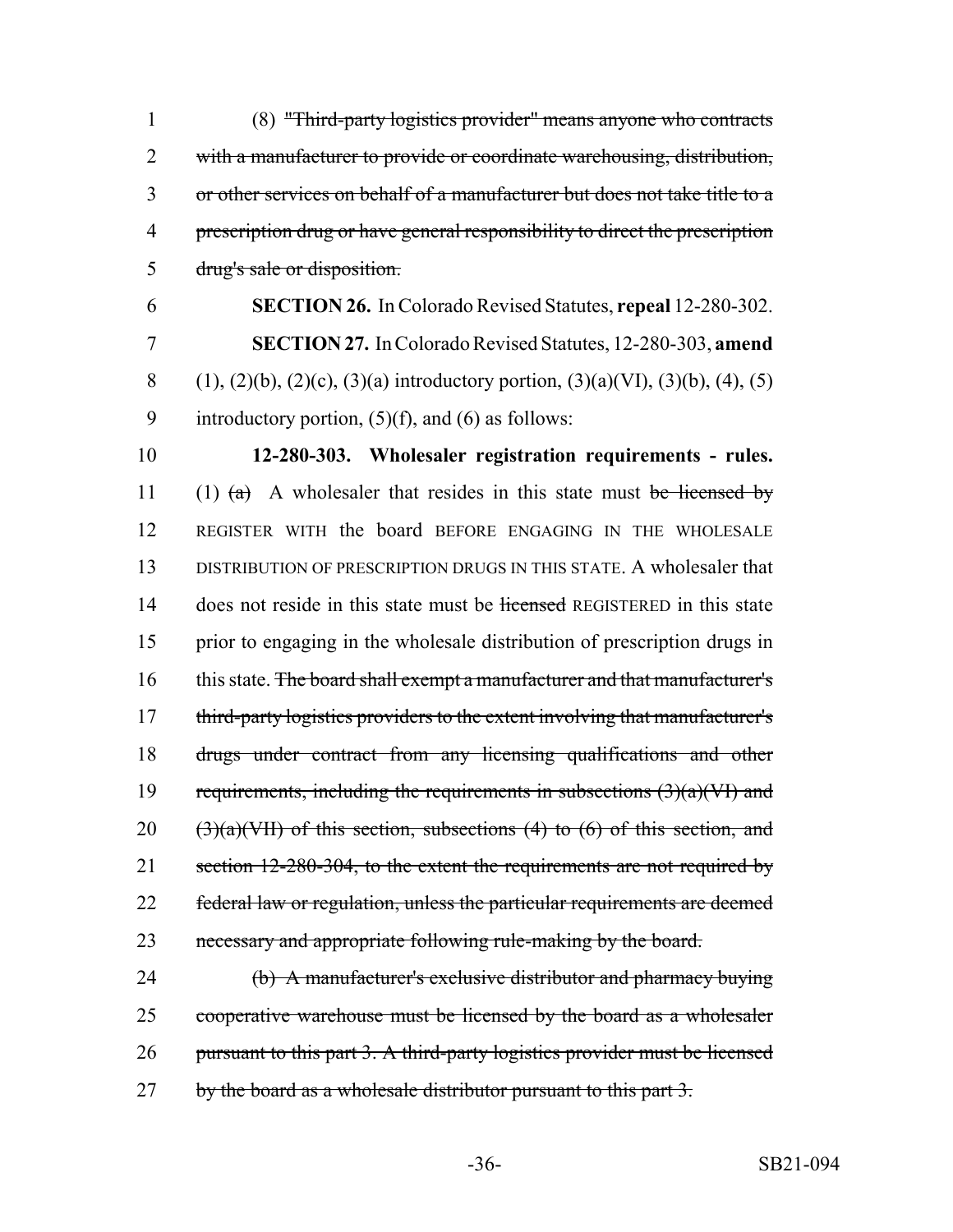(8) ~~"Third-party logistics provider" means anyone who contracts with a manufacturer to provide or coordinate warehousing, distribution, or other services on behalf of a manufacturer but does not take title to a prescription drug or have general responsibility to direct the prescription drug's sale or disposition.~~

**SECTION 26.** In Colorado Revised Statutes, **repeal** 12-280-302.

**SECTION 27.** In Colorado Revised Statutes, 12-280-303, **amend** (1), (2)(b), (2)(c), (3)(a) introductory portion, (3)(a)(VI), (3)(b), (4), (5) introductory portion, (5)(f), and (6) as follows:

**12-280-303. Wholesaler registration requirements - rules.** (1) ~~(a)~~ A wholesaler that resides in this state must ~~be licensed by~~ REGISTER WITH the board BEFORE ENGAGING IN THE WHOLESALE DISTRIBUTION OF PRESCRIPTION DRUGS IN THIS STATE. A wholesaler that does not reside in this state must be ~~licensed~~ REGISTERED in this state prior to engaging in the wholesale distribution of prescription drugs in this state. ~~The board shall exempt a manufacturer and that manufacturer's third-party logistics providers to the extent involving that manufacturer's drugs under contract from any licensing qualifications and other requirements, including the requirements in subsections (3)(a)(VI) and (3)(a)(VII) of this section, subsections (4) to (6) of this section, and section 12-280-304, to the extent the requirements are not required by federal law or regulation, unless the particular requirements are deemed necessary and appropriate following rule-making by the board.~~

~~(b) A manufacturer's exclusive distributor and pharmacy buying cooperative warehouse must be licensed by the board as a wholesaler pursuant to this part 3. A third-party logistics provider must be licensed by the board as a wholesale distributor pursuant to this part 3.~~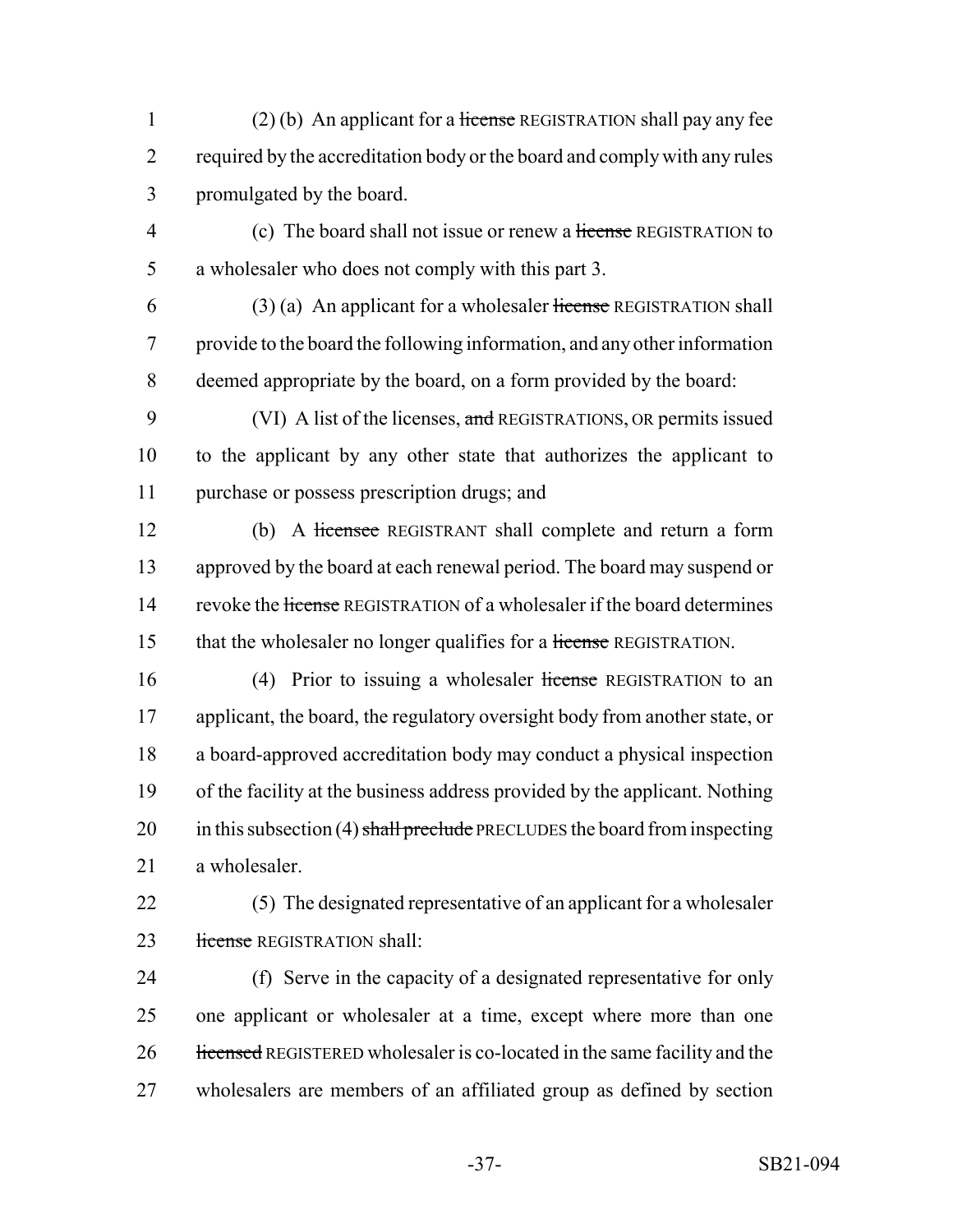(2) (b) An applicant for a ~~license~~ REGISTRATION shall pay any fee required by the accreditation body or the board and comply with any rules promulgated by the board.

(c) The board shall not issue or renew a ~~license~~ REGISTRATION to a wholesaler who does not comply with this part 3.

(3) (a) An applicant for a wholesaler ~~license~~ REGISTRATION shall provide to the board the following information, and any other information deemed appropriate by the board, on a form provided by the board:

(VI) A list of the licenses, ~~and~~ REGISTRATIONS, OR permits issued to the applicant by any other state that authorizes the applicant to purchase or possess prescription drugs; and

(b) A ~~licensee~~ REGISTRANT shall complete and return a form approved by the board at each renewal period. The board may suspend or revoke the ~~license~~ REGISTRATION of a wholesaler if the board determines that the wholesaler no longer qualifies for a ~~license~~ REGISTRATION.

(4) Prior to issuing a wholesaler ~~license~~ REGISTRATION to an applicant, the board, the regulatory oversight body from another state, or a board-approved accreditation body may conduct a physical inspection of the facility at the business address provided by the applicant. Nothing in this subsection (4) ~~shall preclude~~ PRECLUDES the board from inspecting a wholesaler.

(5) The designated representative of an applicant for a wholesaler ~~license~~ REGISTRATION shall:

(f) Serve in the capacity of a designated representative for only one applicant or wholesaler at a time, except where more than one ~~licensed~~ REGISTERED wholesaler is co-located in the same facility and the wholesalers are members of an affiliated group as defined by section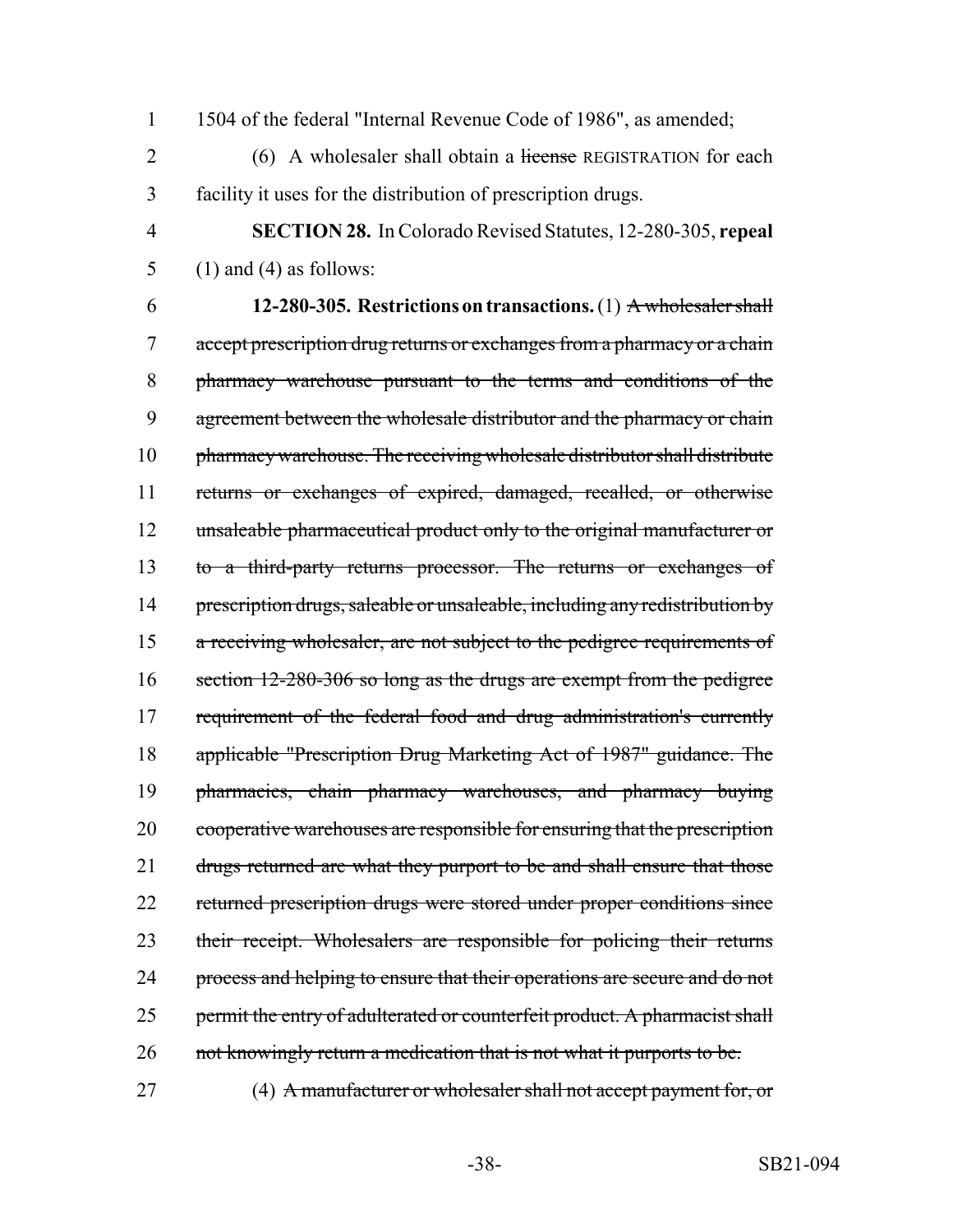1504 of the federal "Internal Revenue Code of 1986", as amended;

(6) A wholesaler shall obtain a ~~license~~ REGISTRATION for each facility it uses for the distribution of prescription drugs.

**SECTION 28.** In Colorado Revised Statutes, 12-280-305, **repeal** (1) and (4) as follows:

**12-280-305. Restrictions on transactions.** (1) ~~A wholesaler shall accept prescription drug returns or exchanges from a pharmacy or a chain pharmacy warehouse pursuant to the terms and conditions of the agreement between the wholesale distributor and the pharmacy or chain pharmacy warehouse. The receiving wholesale distributor shall distribute returns or exchanges of expired, damaged, recalled, or otherwise unsaleable pharmaceutical product only to the original manufacturer or to a third-party returns processor. The returns or exchanges of prescription drugs, saleable or unsaleable, including any redistribution by a receiving wholesaler, are not subject to the pedigree requirements of section 12-280-306 so long as the drugs are exempt from the pedigree requirement of the federal food and drug administration's currently applicable "Prescription Drug Marketing Act of 1987" guidance. The pharmacies, chain pharmacy warehouses, and pharmacy buying cooperative warehouses are responsible for ensuring that the prescription drugs returned are what they purport to be and shall ensure that those returned prescription drugs were stored under proper conditions since their receipt. Wholesalers are responsible for policing their returns process and helping to ensure that their operations are secure and do not permit the entry of adulterated or counterfeit product. A pharmacist shall not knowingly return a medication that is not what it purports to be.~~

(4) ~~A manufacturer or wholesaler shall not accept payment for, or~~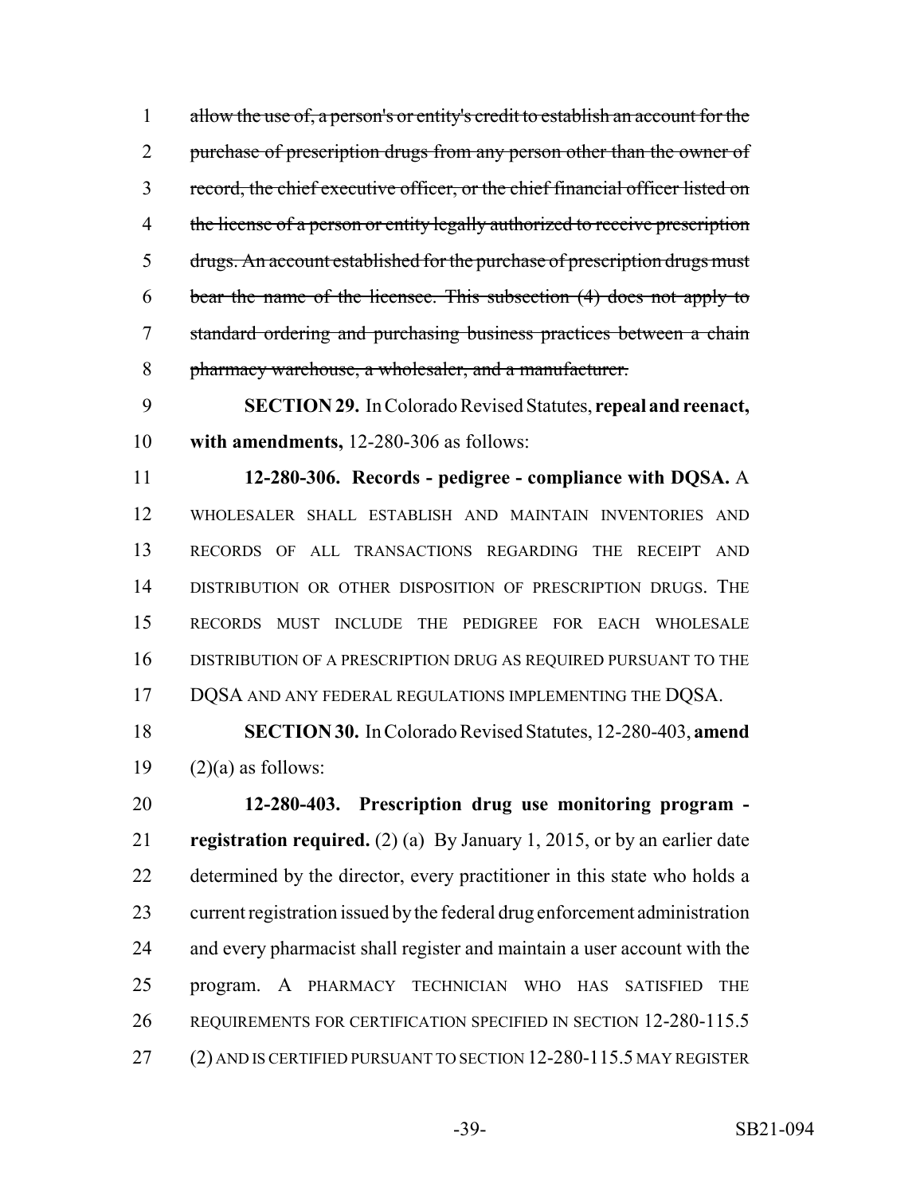~~allow the use of, a person's or entity's credit to establish an account for the purchase of prescription drugs from any person other than the owner of record, the chief executive officer, or the chief financial officer listed on the license of a person or entity legally authorized to receive prescription drugs. An account established for the purchase of prescription drugs must bear the name of the licensee. This subsection (4) does not apply to standard ordering and purchasing business practices between a chain pharmacy warehouse, a wholesaler, and a manufacturer.~~

**SECTION 29.** In Colorado Revised Statutes, **repeal and reenact, with amendments,** 12-280-306 as follows:

**12-280-306. Records - pedigree - compliance with DQSA.** A WHOLESALER SHALL ESTABLISH AND MAINTAIN INVENTORIES AND RECORDS OF ALL TRANSACTIONS REGARDING THE RECEIPT AND DISTRIBUTION OR OTHER DISPOSITION OF PRESCRIPTION DRUGS. THE RECORDS MUST INCLUDE THE PEDIGREE FOR EACH WHOLESALE DISTRIBUTION OF A PRESCRIPTION DRUG AS REQUIRED PURSUANT TO THE DQSA AND ANY FEDERAL REGULATIONS IMPLEMENTING THE DQSA.

**SECTION 30.** In Colorado Revised Statutes, 12-280-403, **amend** (2)(a) as follows:

**12-280-403. Prescription drug use monitoring program - registration required.** (2) (a) By January 1, 2015, or by an earlier date determined by the director, every practitioner in this state who holds a current registration issued by the federal drug enforcement administration and every pharmacist shall register and maintain a user account with the program. A PHARMACY TECHNICIAN WHO HAS SATISFIED THE REQUIREMENTS FOR CERTIFICATION SPECIFIED IN SECTION 12-280-115.5 (2) AND IS CERTIFIED PURSUANT TO SECTION 12-280-115.5 MAY REGISTER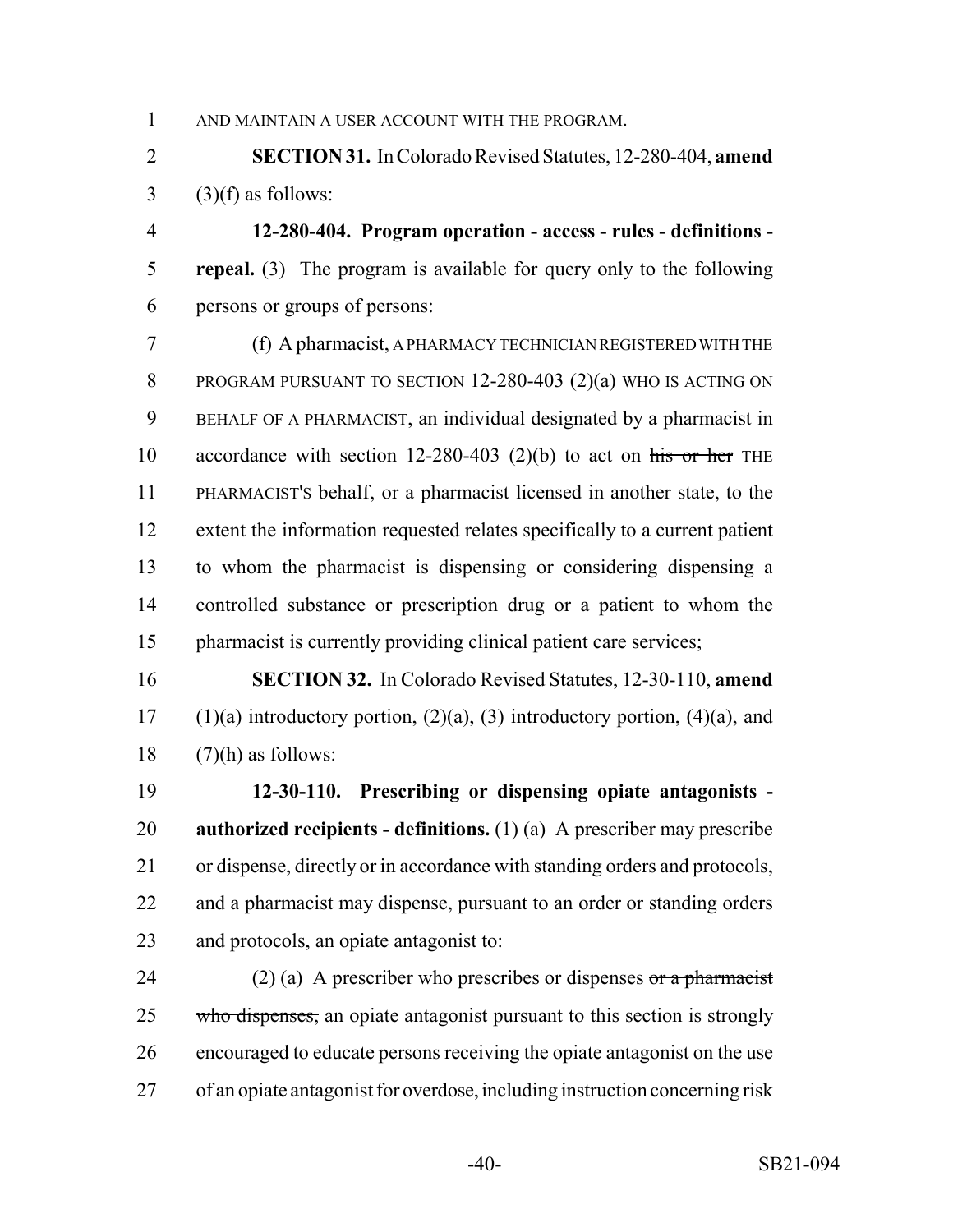AND MAINTAIN A USER ACCOUNT WITH THE PROGRAM.

**SECTION 31.** In Colorado Revised Statutes, 12-280-404, **amend** (3)(f) as follows:

**12-280-404. Program operation - access - rules - definitions - repeal.** (3) The program is available for query only to the following persons or groups of persons:

(f) A pharmacist, A PHARMACY TECHNICIAN REGISTERED WITH THE PROGRAM PURSUANT TO SECTION 12-280-403 (2)(a) WHO IS ACTING ON BEHALF OF A PHARMACIST, an individual designated by a pharmacist in accordance with section 12-280-403 (2)(b) to act on ~~his or her~~ THE PHARMACIST'S behalf, or a pharmacist licensed in another state, to the extent the information requested relates specifically to a current patient to whom the pharmacist is dispensing or considering dispensing a controlled substance or prescription drug or a patient to whom the pharmacist is currently providing clinical patient care services;

**SECTION 32.** In Colorado Revised Statutes, 12-30-110, **amend** (1)(a) introductory portion, (2)(a), (3) introductory portion, (4)(a), and (7)(h) as follows:

**12-30-110. Prescribing or dispensing opiate antagonists - authorized recipients - definitions.** (1) (a) A prescriber may prescribe or dispense, directly or in accordance with standing orders and protocols, ~~and a pharmacist may dispense, pursuant to an order or standing orders and protocols,~~ an opiate antagonist to:

(2) (a) A prescriber who prescribes or dispenses ~~or a pharmacist who dispenses,~~ an opiate antagonist pursuant to this section is strongly encouraged to educate persons receiving the opiate antagonist on the use of an opiate antagonist for overdose, including instruction concerning risk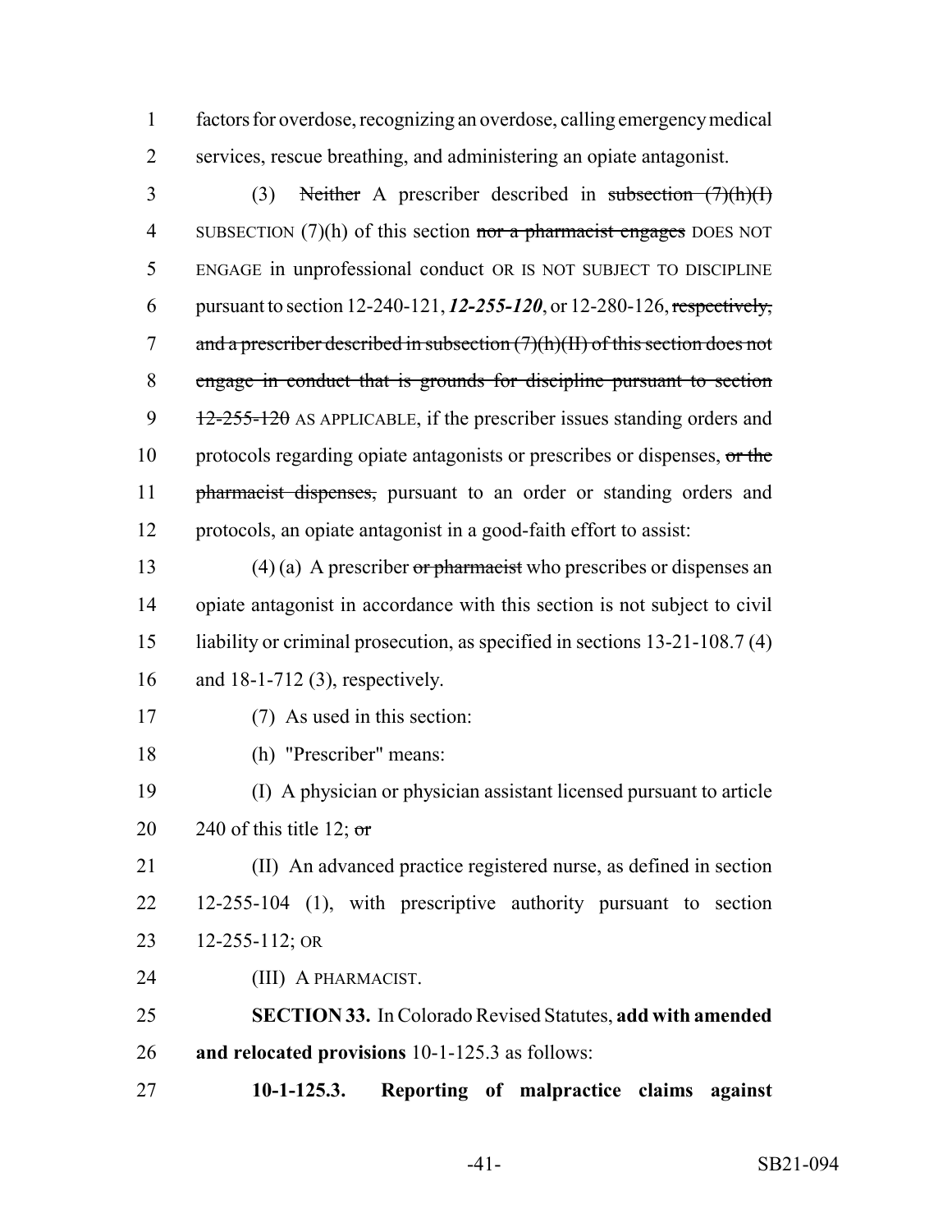factors for overdose, recognizing an overdose, calling emergency medical services, rescue breathing, and administering an opiate antagonist.

(3) ~~Neither~~ A prescriber described in ~~subsection (7)(h)(I)~~ SUBSECTION (7)(h) of this section ~~nor a pharmacist engages~~ DOES NOT ENGAGE in unprofessional conduct OR IS NOT SUBJECT TO DISCIPLINE pursuant to section 12-240-121, ***12-255-120***, or 12-280-126, ~~respectively, and a prescriber described in subsection (7)(h)(II) of this section does not engage in conduct that is grounds for discipline pursuant to section 12-255-120~~ AS APPLICABLE, if the prescriber issues standing orders and protocols regarding opiate antagonists or prescribes or dispenses, ~~or the pharmacist dispenses,~~ pursuant to an order or standing orders and protocols, an opiate antagonist in a good-faith effort to assist:

(4) (a) A prescriber ~~or pharmacist~~ who prescribes or dispenses an opiate antagonist in accordance with this section is not subject to civil liability or criminal prosecution, as specified in sections 13-21-108.7 (4) and 18-1-712 (3), respectively.

(7) As used in this section:

(h) "Prescriber" means:

(I) A physician or physician assistant licensed pursuant to article 240 of this title 12; ~~or~~

(II) An advanced practice registered nurse, as defined in section 12-255-104 (1), with prescriptive authority pursuant to section 12-255-112; OR

(III) A PHARMACIST.

**SECTION 33.** In Colorado Revised Statutes, **add with amended and relocated provisions** 10-1-125.3 as follows:

**10-1-125.3. Reporting of malpractice claims against**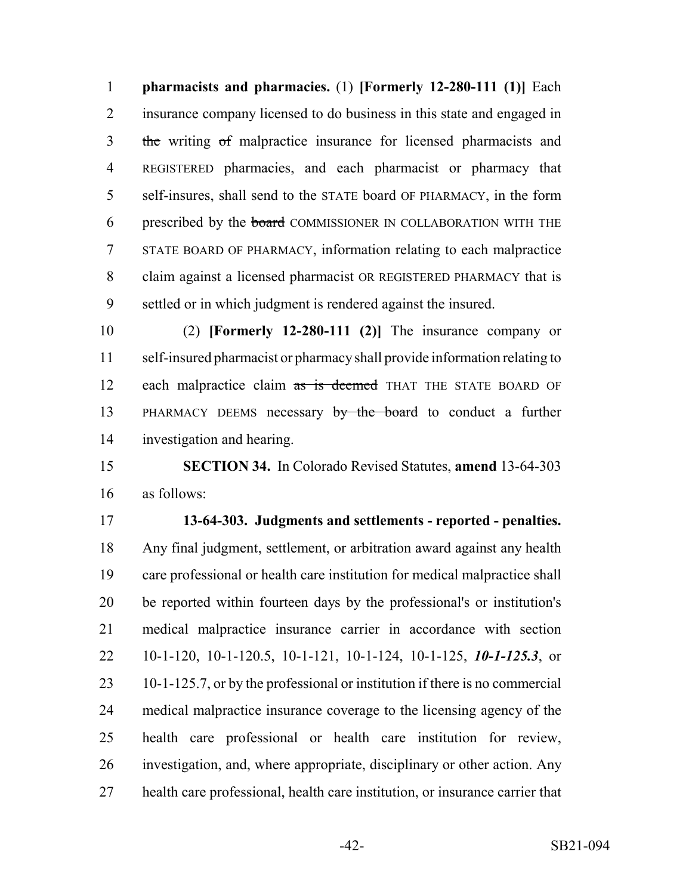**pharmacists and pharmacies.** (1) **[Formerly 12-280-111 (1)]** Each insurance company licensed to do business in this state and engaged in ~~the~~ writing ~~of~~ malpractice insurance for licensed pharmacists and REGISTERED pharmacies, and each pharmacist or pharmacy that self-insures, shall send to the STATE board OF PHARMACY, in the form prescribed by the ~~board~~ COMMISSIONER IN COLLABORATION WITH THE STATE BOARD OF PHARMACY, information relating to each malpractice claim against a licensed pharmacist OR REGISTERED PHARMACY that is settled or in which judgment is rendered against the insured.

(2) **[Formerly 12-280-111 (2)]** The insurance company or self-insured pharmacist or pharmacy shall provide information relating to each malpractice claim ~~as is deemed~~ THAT THE STATE BOARD OF PHARMACY DEEMS necessary ~~by the board~~ to conduct a further investigation and hearing.

**SECTION 34.** In Colorado Revised Statutes, **amend** 13-64-303 as follows:

**13-64-303. Judgments and settlements - reported - penalties.** Any final judgment, settlement, or arbitration award against any health care professional or health care institution for medical malpractice shall be reported within fourteen days by the professional's or institution's medical malpractice insurance carrier in accordance with section 10-1-120, 10-1-120.5, 10-1-121, 10-1-124, 10-1-125, ***10-1-125.3***, or 10-1-125.7, or by the professional or institution if there is no commercial medical malpractice insurance coverage to the licensing agency of the health care professional or health care institution for review, investigation, and, where appropriate, disciplinary or other action. Any health care professional, health care institution, or insurance carrier that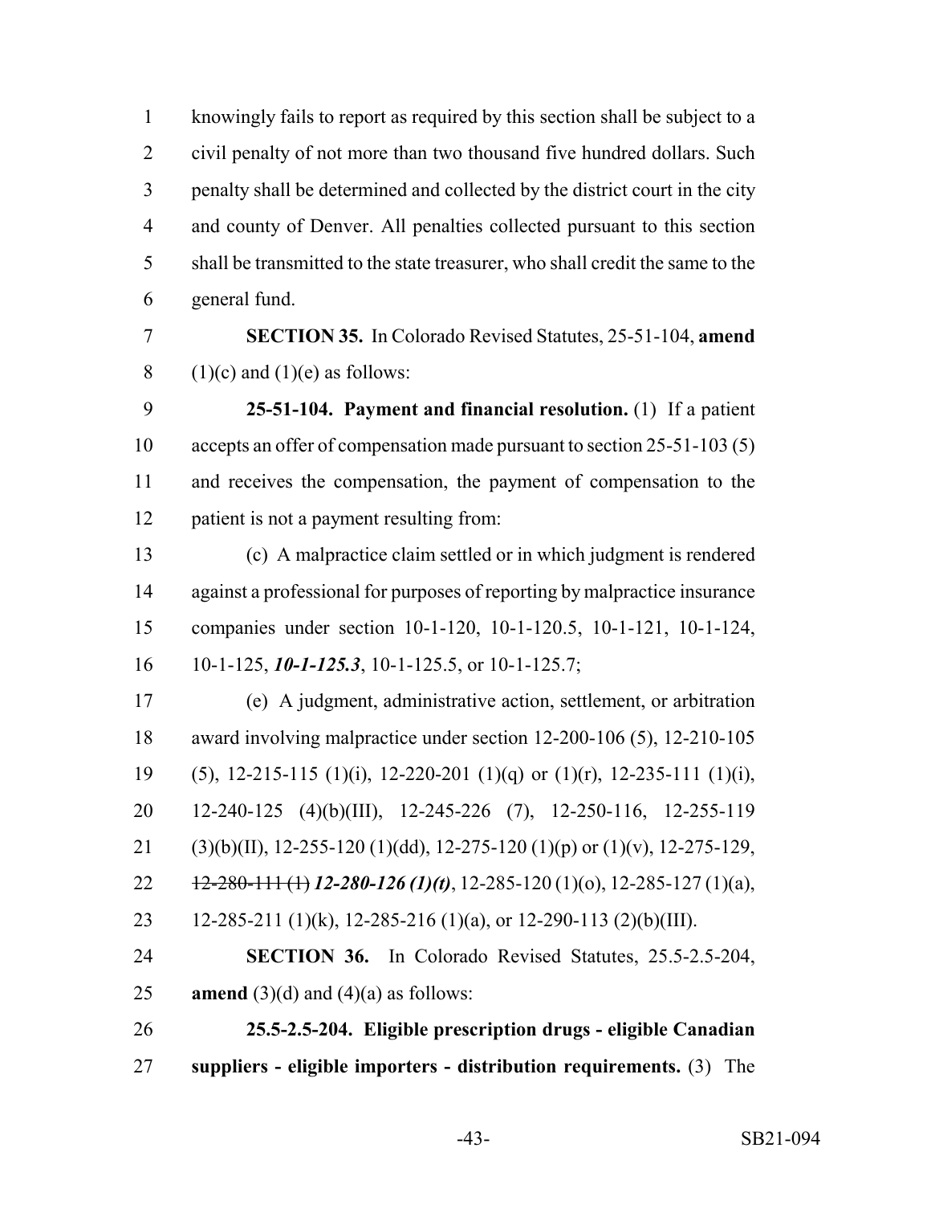knowingly fails to report as required by this section shall be subject to a civil penalty of not more than two thousand five hundred dollars. Such penalty shall be determined and collected by the district court in the city and county of Denver. All penalties collected pursuant to this section shall be transmitted to the state treasurer, who shall credit the same to the general fund.

**SECTION 35.** In Colorado Revised Statutes, 25-51-104, **amend** (1)(c) and (1)(e) as follows:

**25-51-104. Payment and financial resolution.** (1) If a patient accepts an offer of compensation made pursuant to section 25-51-103 (5) and receives the compensation, the payment of compensation to the patient is not a payment resulting from:

(c) A malpractice claim settled or in which judgment is rendered against a professional for purposes of reporting by malpractice insurance companies under section 10-1-120, 10-1-120.5, 10-1-121, 10-1-124, 10-1-125, ***10-1-125.3***, 10-1-125.5, or 10-1-125.7;

(e) A judgment, administrative action, settlement, or arbitration award involving malpractice under section 12-200-106 (5), 12-210-105 (5), 12-215-115 (1)(i), 12-220-201 (1)(q) or (1)(r), 12-235-111 (1)(i), 12-240-125 (4)(b)(III), 12-245-226 (7), 12-250-116, 12-255-119 (3)(b)(II), 12-255-120 (1)(dd), 12-275-120 (1)(p) or (1)(v), 12-275-129, ~~12-280-111 (1)~~ ***12-280-126 (1)(t)***, 12-285-120 (1)(o), 12-285-127 (1)(a), 12-285-211 (1)(k), 12-285-216 (1)(a), or 12-290-113 (2)(b)(III).

**SECTION 36.** In Colorado Revised Statutes, 25.5-2.5-204, **amend** (3)(d) and (4)(a) as follows:

**25.5-2.5-204. Eligible prescription drugs - eligible Canadian suppliers - eligible importers - distribution requirements.** (3) The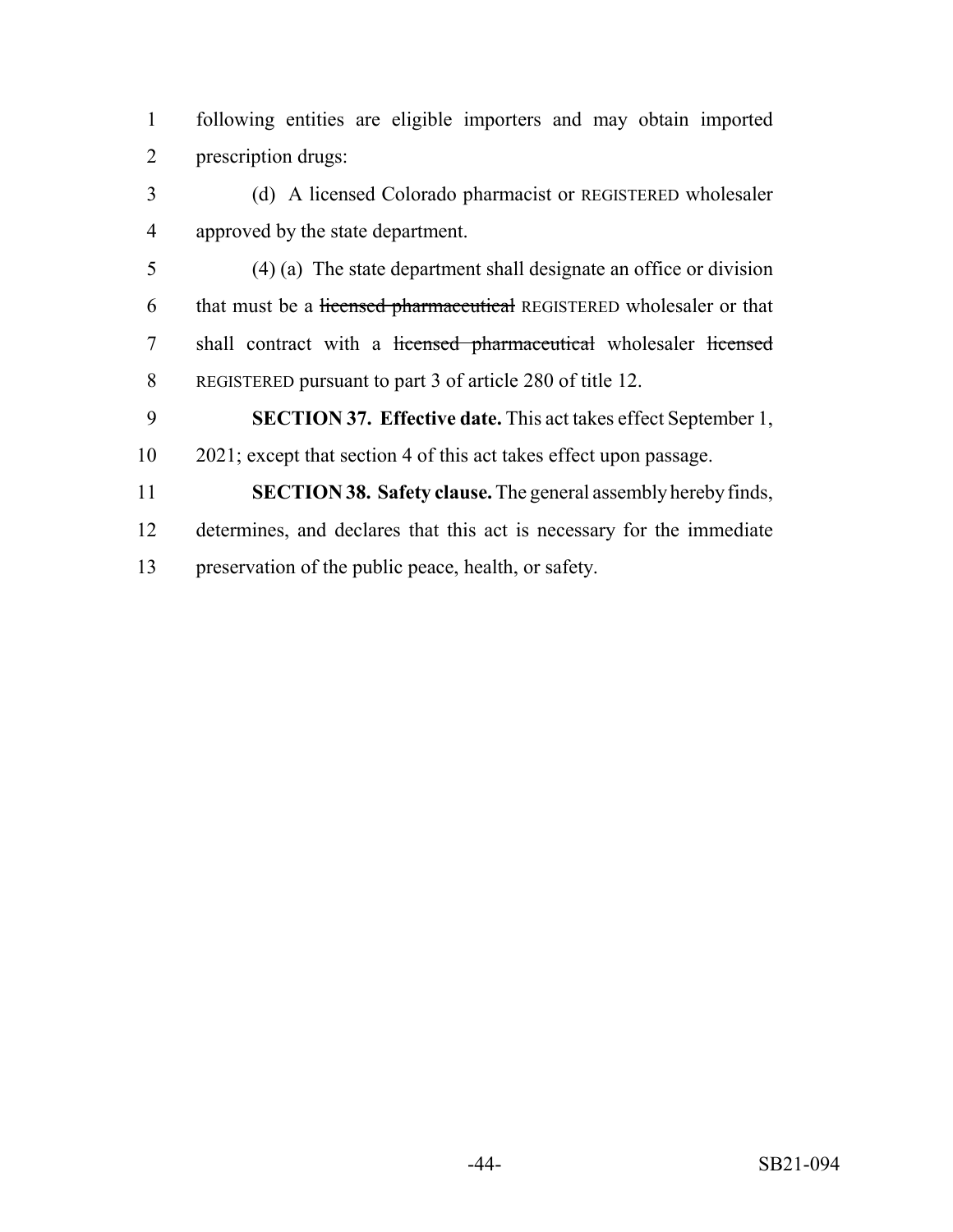following entities are eligible importers and may obtain imported prescription drugs:

(d) A licensed Colorado pharmacist or REGISTERED wholesaler approved by the state department.

(4) (a) The state department shall designate an office or division that must be a ~~licensed pharmaceutical~~ REGISTERED wholesaler or that shall contract with a ~~licensed pharmaceutical~~ wholesaler ~~licensed~~ REGISTERED pursuant to part 3 of article 280 of title 12.

**SECTION 37. Effective date.** This act takes effect September 1, 2021; except that section 4 of this act takes effect upon passage.

**SECTION 38. Safety clause.** The general assembly hereby finds, determines, and declares that this act is necessary for the immediate preservation of the public peace, health, or safety.